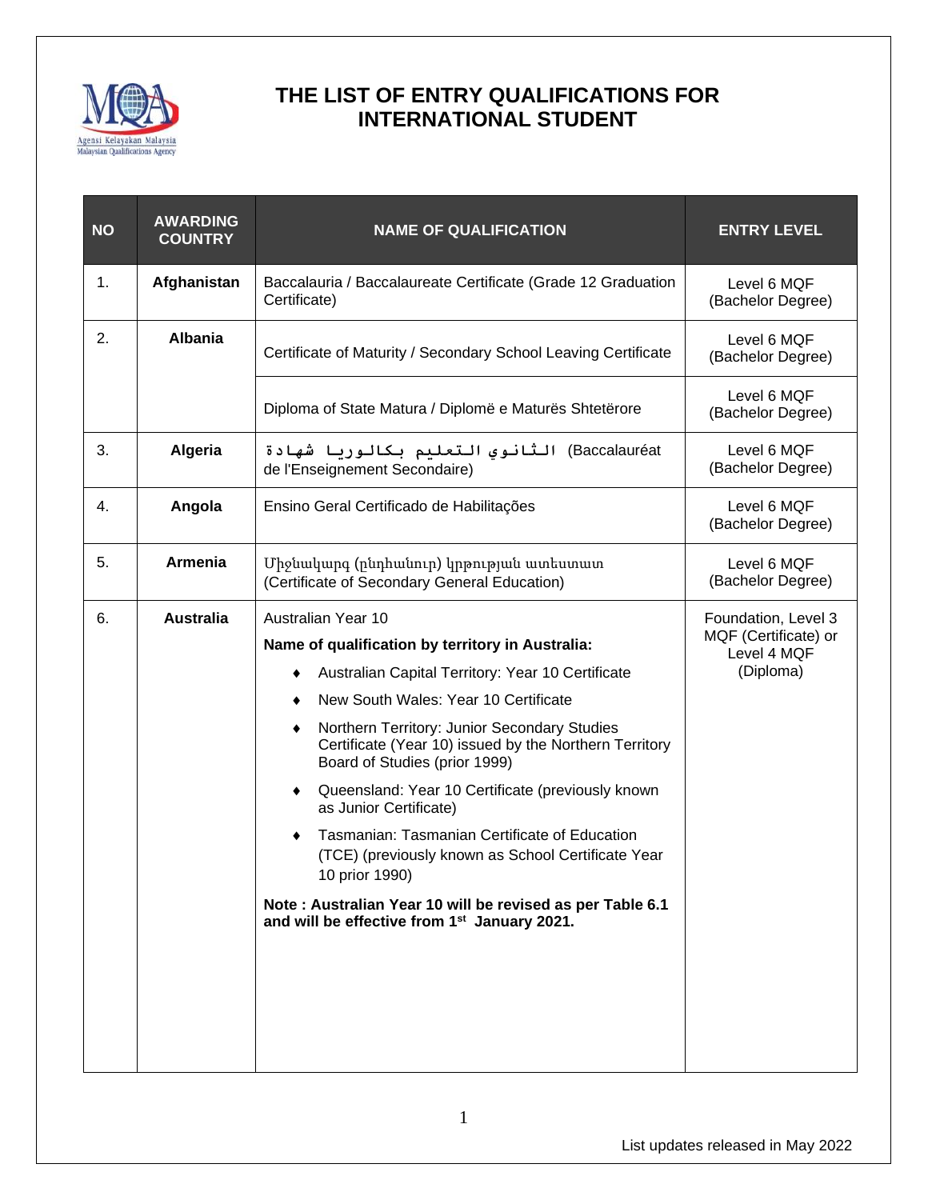# THE LIST OF ENTRY QUALIFICATIONS FOR INTERNATIONAL STUDENT

| NO | AWARDING COUNTRY | NAME OF QUALIFICATION | ENTRY LEVEL |
|---|---|---|---|
| 1. | **Afghanistan** | Baccalauria / Baccalaureate Certificate (Grade 12 Graduation Certificate) | Level 6 MQF (Bachelor Degree) |
| 2. | **Albania** | Certificate of Maturity / Secondary School Leaving Certificate | Level 6 MQF (Bachelor Degree) |
| | | Diploma of State Matura / Diplomë e Maturës Shtetërore | Level 6 MQF (Bachelor Degree) |
| 3. | **Algeria** | شهادة بكالوريا التعليم الثانوي (Baccalauréat de l'Enseignement Secondaire) | Level 6 MQF (Bachelor Degree) |
| 4. | **Angola** | Ensino Geral Certificado de Habilitações | Level 6 MQF (Bachelor Degree) |
| 5. | **Armenia** | Միջնակարգ (ընդհանուր) կրթության ատեստատ (Certificate of Secondary General Education) | Level 6 MQF (Bachelor Degree) |
| 6. | **Australia** | Australian Year 10<br>**Name of qualification by territory in Australia:**<br>♦ Australian Capital Territory: Year 10 Certificate<br>♦ New South Wales: Year 10 Certificate<br>♦ Northern Territory: Junior Secondary Studies Certificate (Year 10) issued by the Northern Territory Board of Studies (prior 1999)<br>♦ Queensland: Year 10 Certificate (previously known as Junior Certificate)<br>♦ Tasmanian: Tasmanian Certificate of Education (TCE) (previously known as School Certificate Year 10 prior 1990)<br>**Note : Australian Year 10 will be revised as per Table 6.1 and will be effective from 1st January 2021.** | Foundation, Level 3 MQF (Certificate) or Level 4 MQF (Diploma) |

List updates released in May 2022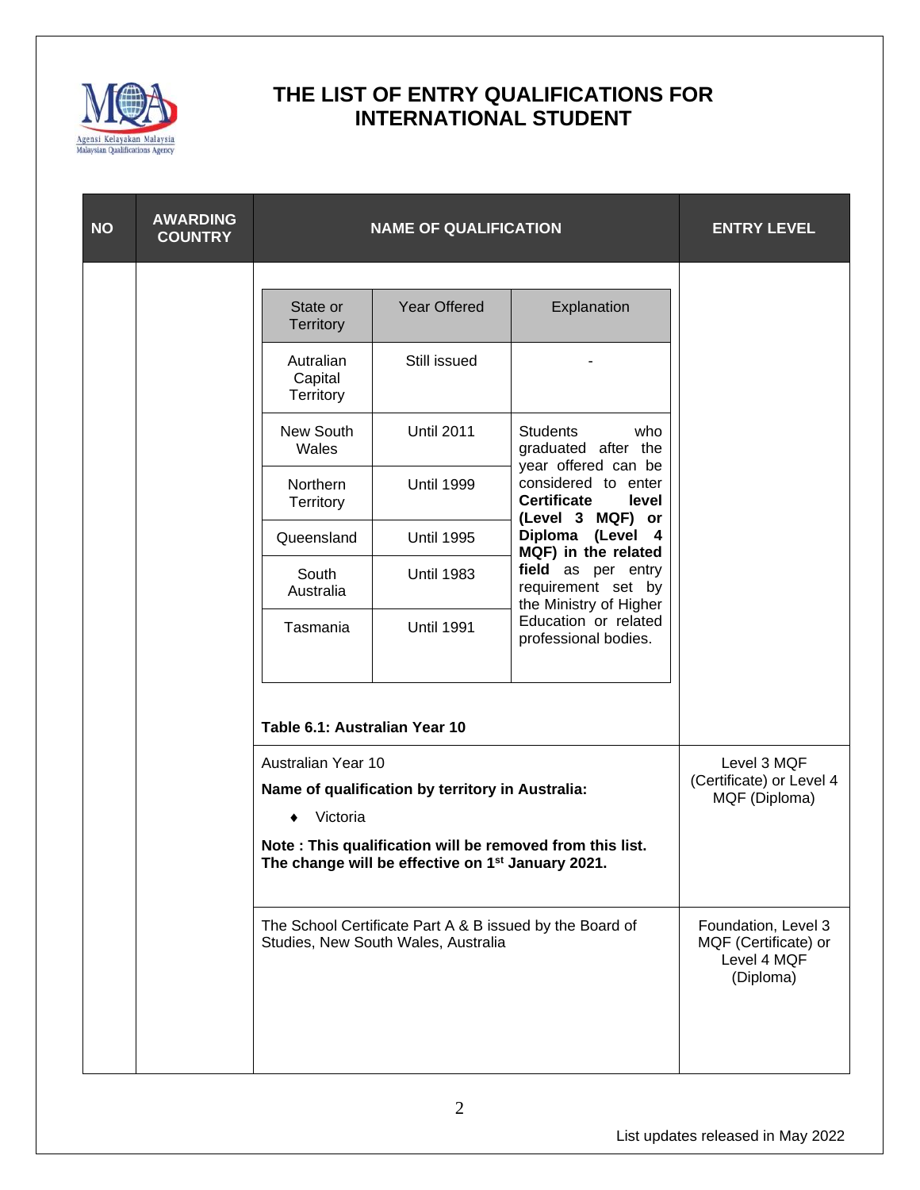# THE LIST OF ENTRY QUALIFICATIONS FOR INTERNATIONAL STUDENT

| NO | AWARDING COUNTRY | NAME OF QUALIFICATION | ENTRY LEVEL |
|---|---|---|---|
| | | (see Table 6.1 below) | |
| | | Australian Year 10<br>**Name of qualification by territory in Australia:**<br>♦ Victoria<br>**Note : This qualification will be removed from this list. The change will be effective on 1st January 2021.** | Level 3 MQF (Certificate) or Level 4 MQF (Diploma) |
| | | The School Certificate Part A & B issued by the Board of Studies, New South Wales, Australia | Foundation, Level 3 MQF (Certificate) or Level 4 MQF (Diploma) |

| State or Territory | Year Offered | Explanation |
|---|---|---|
| Autralian Capital Territory | Still issued | - |
| New South Wales | Until 2011 | Students who graduated after the year offered can be considered to enter **Certificate level (Level 3 MQF) or Diploma (Level 4 MQF) in the related field** as per entry requirement set by the Ministry of Higher Education or related professional bodies. |
| Northern Territory | Until 1999 | |
| Queensland | Until 1995 | |
| South Australia | Until 1983 | |
| Tasmania | Until 1991 | |

**Table 6.1: Australian Year 10**

List updates released in May 2022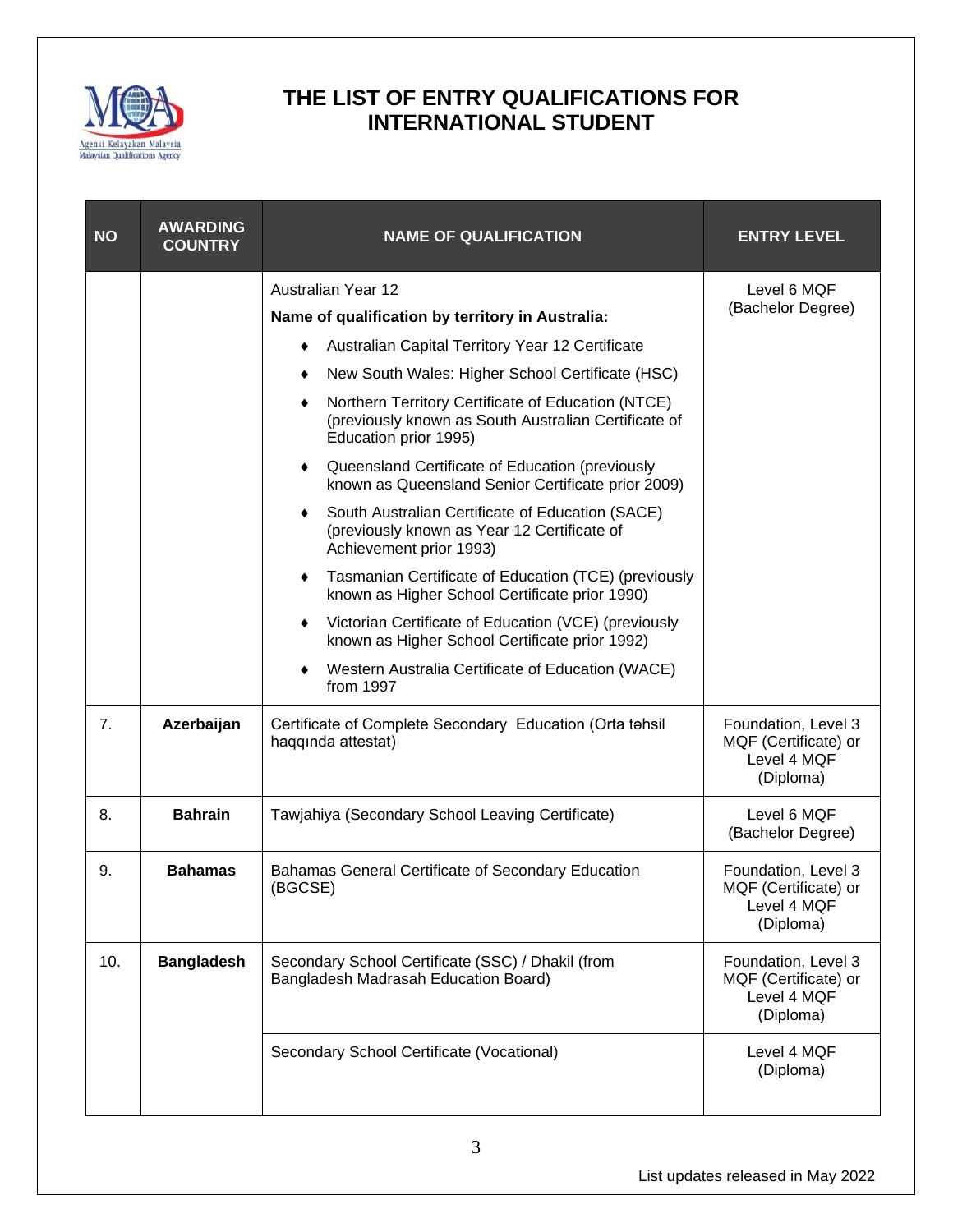# THE LIST OF ENTRY QUALIFICATIONS FOR INTERNATIONAL STUDENT

| NO | AWARDING COUNTRY | NAME OF QUALIFICATION | ENTRY LEVEL |
|---|---|---|---|
| | | Australian Year 12<br>**Name of qualification by territory in Australia:**<br>♦ Australian Capital Territory Year 12 Certificate<br>♦ New South Wales: Higher School Certificate (HSC)<br>♦ Northern Territory Certificate of Education (NTCE) (previously known as South Australian Certificate of Education prior 1995)<br>♦ Queensland Certificate of Education (previously known as Queensland Senior Certificate prior 2009)<br>♦ South Australian Certificate of Education (SACE) (previously known as Year 12 Certificate of Achievement prior 1993)<br>♦ Tasmanian Certificate of Education (TCE) (previously known as Higher School Certificate prior 1990)<br>♦ Victorian Certificate of Education (VCE) (previously known as Higher School Certificate prior 1992)<br>♦ Western Australia Certificate of Education (WACE) from 1997 | Level 6 MQF (Bachelor Degree) |
| 7. | **Azerbaijan** | Certificate of Complete Secondary Education (Orta təhsil haqqında attestat) | Foundation, Level 3 MQF (Certificate) or Level 4 MQF (Diploma) |
| 8. | **Bahrain** | Tawjahiya (Secondary School Leaving Certificate) | Level 6 MQF (Bachelor Degree) |
| 9. | **Bahamas** | Bahamas General Certificate of Secondary Education (BGCSE) | Foundation, Level 3 MQF (Certificate) or Level 4 MQF (Diploma) |
| 10. | **Bangladesh** | Secondary School Certificate (SSC) / Dhakil (from Bangladesh Madrasah Education Board) | Foundation, Level 3 MQF (Certificate) or Level 4 MQF (Diploma) |
| | | Secondary School Certificate (Vocational) | Level 4 MQF (Diploma) |

List updates released in May 2022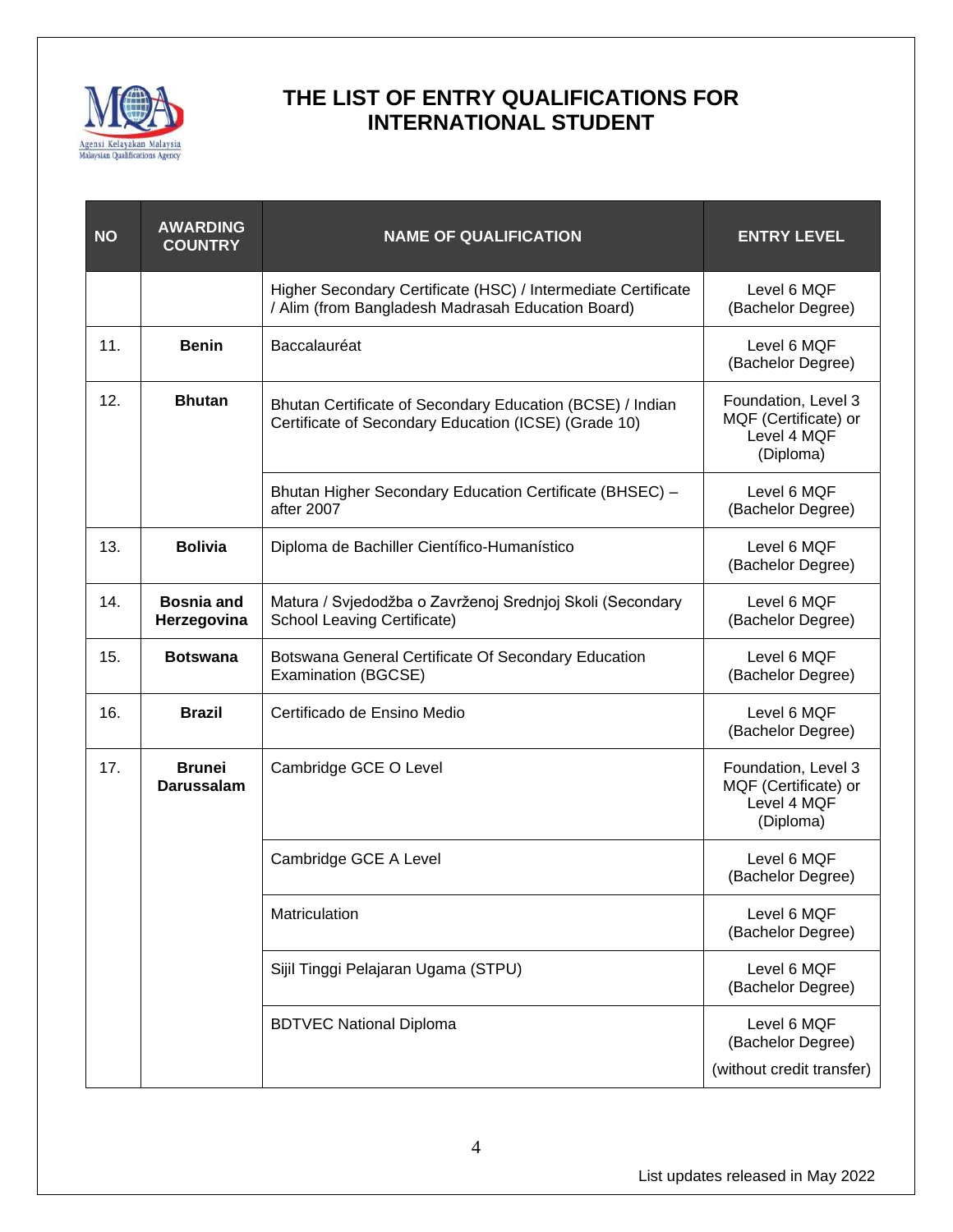# THE LIST OF ENTRY QUALIFICATIONS FOR INTERNATIONAL STUDENT

| NO | AWARDING COUNTRY | NAME OF QUALIFICATION | ENTRY LEVEL |
|---|---|---|---|
| | | Higher Secondary Certificate (HSC) / Intermediate Certificate / Alim (from Bangladesh Madrasah Education Board) | Level 6 MQF (Bachelor Degree) |
| 11. | **Benin** | Baccalauréat | Level 6 MQF (Bachelor Degree) |
| 12. | **Bhutan** | Bhutan Certificate of Secondary Education (BCSE) / Indian Certificate of Secondary Education (ICSE) (Grade 10) | Foundation, Level 3 MQF (Certificate) or Level 4 MQF (Diploma) |
| | | Bhutan Higher Secondary Education Certificate (BHSEC) – after 2007 | Level 6 MQF (Bachelor Degree) |
| 13. | **Bolivia** | Diploma de Bachiller Científico-Humanístico | Level 6 MQF (Bachelor Degree) |
| 14. | **Bosnia and Herzegovina** | Matura / Svjedodžba o Završenoj Srednjoj Skoli (Secondary School Leaving Certificate) | Level 6 MQF (Bachelor Degree) |
| 15. | **Botswana** | Botswana General Certificate Of Secondary Education Examination (BGCSE) | Level 6 MQF (Bachelor Degree) |
| 16. | **Brazil** | Certificado de Ensino Medio | Level 6 MQF (Bachelor Degree) |
| 17. | **Brunei Darussalam** | Cambridge GCE O Level | Foundation, Level 3 MQF (Certificate) or Level 4 MQF (Diploma) |
| | | Cambridge GCE A Level | Level 6 MQF (Bachelor Degree) |
| | | Matriculation | Level 6 MQF (Bachelor Degree) |
| | | Sijil Tinggi Pelajaran Ugama (STPU) | Level 6 MQF (Bachelor Degree) |
| | | BDTVEC National Diploma | Level 6 MQF (Bachelor Degree) (without credit transfer) |

List updates released in May 2022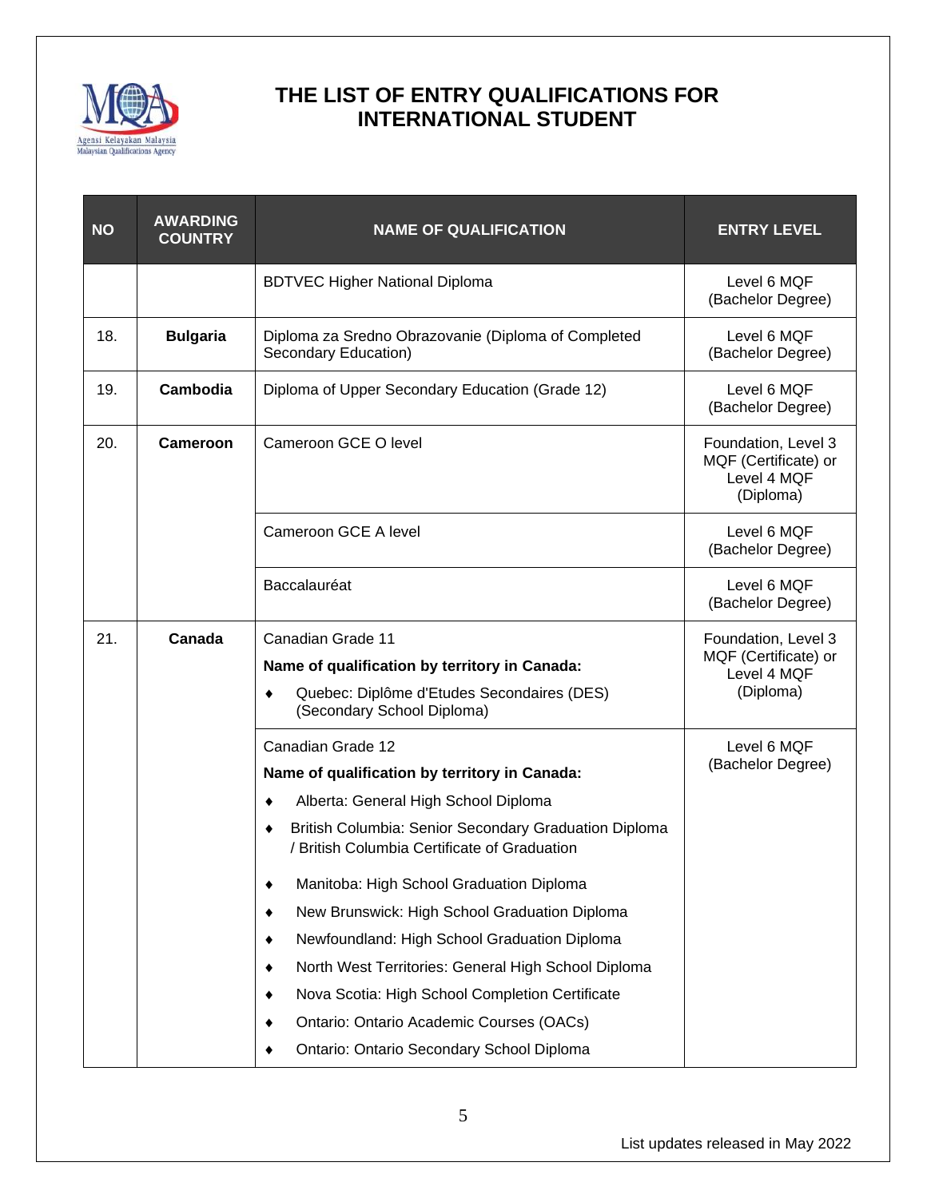# THE LIST OF ENTRY QUALIFICATIONS FOR INTERNATIONAL STUDENT

| NO | AWARDING COUNTRY | NAME OF QUALIFICATION | ENTRY LEVEL |
|---|---|---|---|
| | | BDTVEC Higher National Diploma | Level 6 MQF (Bachelor Degree) |
| 18. | **Bulgaria** | Diploma za Sredno Obrazovanie (Diploma of Completed Secondary Education) | Level 6 MQF (Bachelor Degree) |
| 19. | **Cambodia** | Diploma of Upper Secondary Education (Grade 12) | Level 6 MQF (Bachelor Degree) |
| 20. | **Cameroon** | Cameroon GCE O level | Foundation, Level 3 MQF (Certificate) or Level 4 MQF (Diploma) |
| | | Cameroon GCE A level | Level 6 MQF (Bachelor Degree) |
| | | Baccalauréat | Level 6 MQF (Bachelor Degree) |
| 21. | **Canada** | Canadian Grade 11<br>**Name of qualification by territory in Canada:**<br>♦ Quebec: Diplôme d'Etudes Secondaires (DES) (Secondary School Diploma) | Foundation, Level 3 MQF (Certificate) or Level 4 MQF (Diploma) |
| | | Canadian Grade 12<br>**Name of qualification by territory in Canada:**<br>♦ Alberta: General High School Diploma<br>♦ British Columbia: Senior Secondary Graduation Diploma / British Columbia Certificate of Graduation<br>♦ Manitoba: High School Graduation Diploma<br>♦ New Brunswick: High School Graduation Diploma<br>♦ Newfoundland: High School Graduation Diploma<br>♦ North West Territories: General High School Diploma<br>♦ Nova Scotia: High School Completion Certificate<br>♦ Ontario: Ontario Academic Courses (OACs)<br>♦ Ontario: Ontario Secondary School Diploma | Level 6 MQF (Bachelor Degree) |

List updates released in May 2022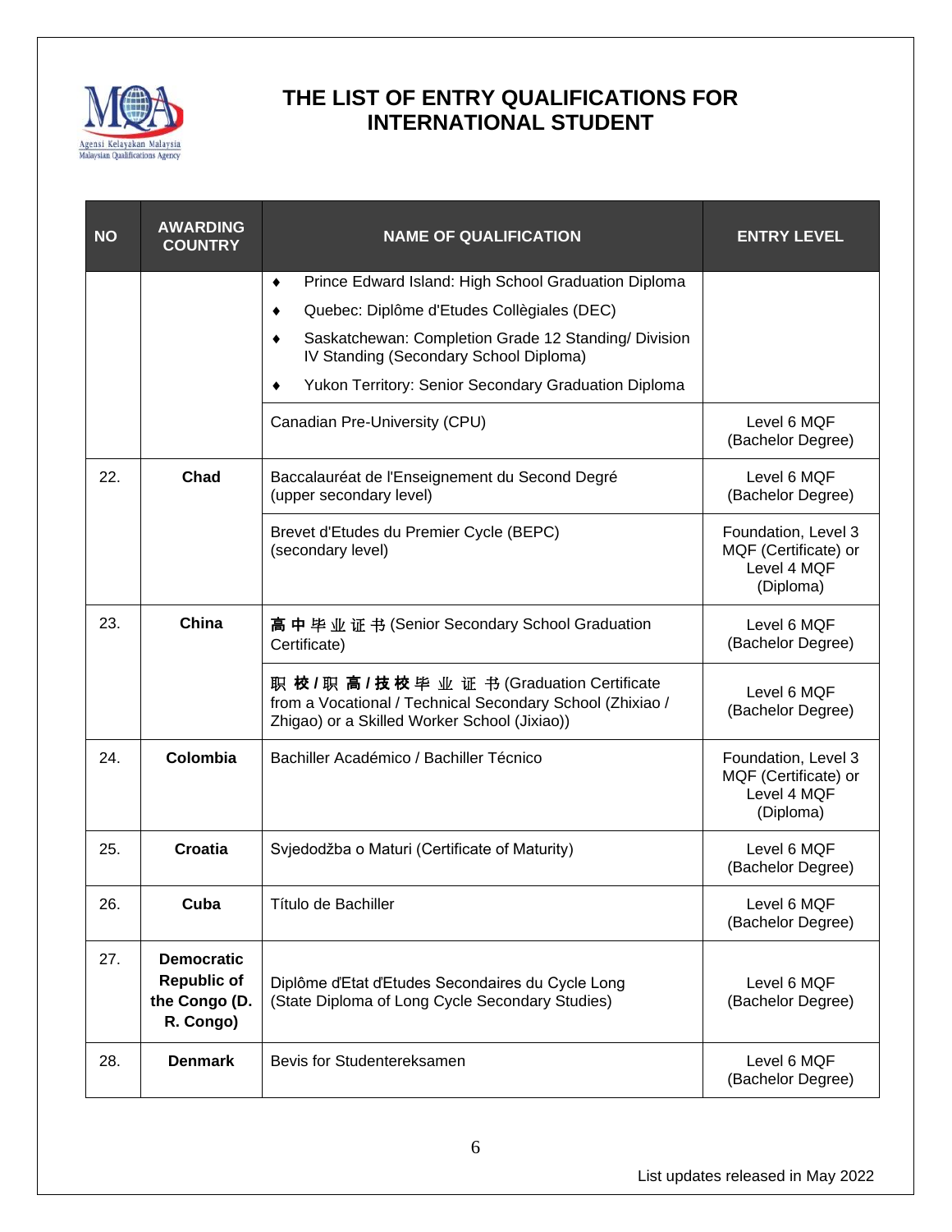# THE LIST OF ENTRY QUALIFICATIONS FOR INTERNATIONAL STUDENT

| NO | AWARDING COUNTRY | NAME OF QUALIFICATION | ENTRY LEVEL |
|---|---|---|---|
| | | ♦ Prince Edward Island: High School Graduation Diploma<br>♦ Quebec: Diplôme d'Etudes Collègiales (DEC)<br>♦ Saskatchewan: Completion Grade 12 Standing/ Division IV Standing (Secondary School Diploma)<br>♦ Yukon Territory: Senior Secondary Graduation Diploma | |
| | | Canadian Pre-University (CPU) | Level 6 MQF (Bachelor Degree) |
| 22. | **Chad** | Baccalauréat de l'Enseignement du Second Degré (upper secondary level) | Level 6 MQF (Bachelor Degree) |
| | | Brevet d'Etudes du Premier Cycle (BEPC) (secondary level) | Foundation, Level 3 MQF (Certificate) or Level 4 MQF (Diploma) |
| 23. | **China** | **高中**毕业证书 (Senior Secondary School Graduation Certificate) | Level 6 MQF (Bachelor Degree) |
| | | 职 **校 /** 职 **高 / 技 校** 毕 业 证 书 (Graduation Certificate from a Vocational / Technical Secondary School (Zhixiao / Zhigao) or a Skilled Worker School (Jixiao)) | Level 6 MQF (Bachelor Degree) |
| 24. | **Colombia** | Bachiller Académico / Bachiller Técnico | Foundation, Level 3 MQF (Certificate) or Level 4 MQF (Diploma) |
| 25. | **Croatia** | Svjedodžba o Maturi (Certificate of Maturity) | Level 6 MQF (Bachelor Degree) |
| 26. | **Cuba** | Título de Bachiller | Level 6 MQF (Bachelor Degree) |
| 27. | **Democratic Republic of the Congo (D. R. Congo)** | Diplôme d'Etat d'Etudes Secondaires du Cycle Long (State Diploma of Long Cycle Secondary Studies) | Level 6 MQF (Bachelor Degree) |
| 28. | **Denmark** | Bevis for Studentereksamen | Level 6 MQF (Bachelor Degree) |

List updates released in May 2022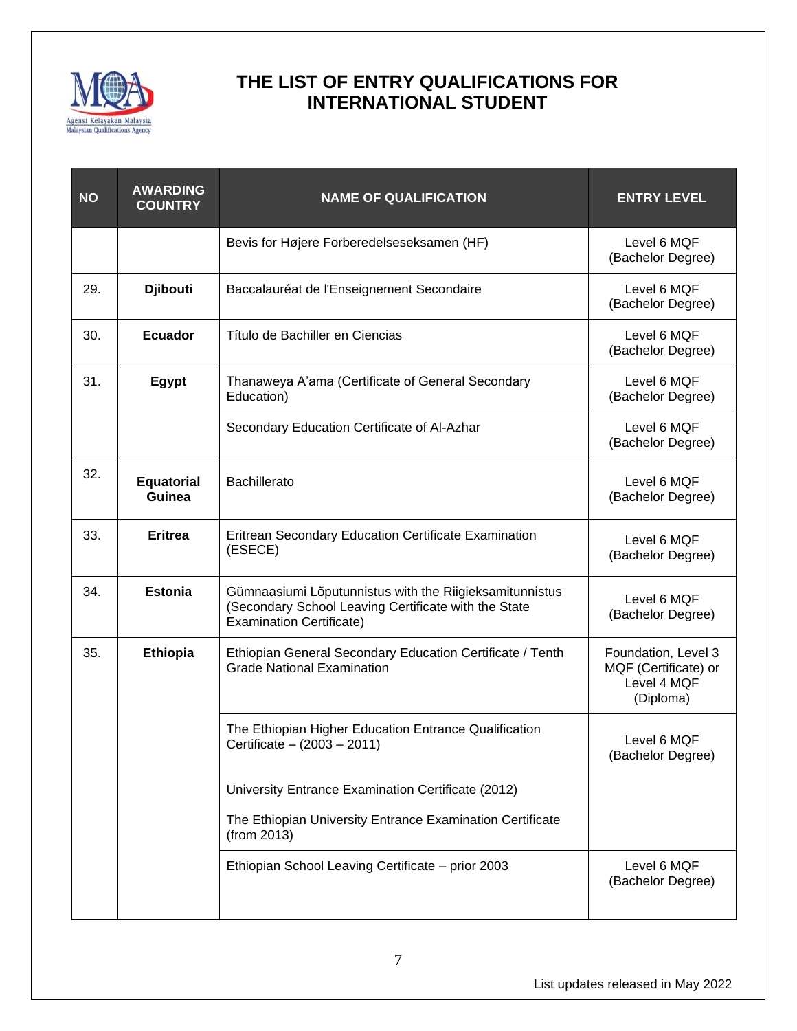# THE LIST OF ENTRY QUALIFICATIONS FOR INTERNATIONAL STUDENT

| NO | AWARDING COUNTRY | NAME OF QUALIFICATION | ENTRY LEVEL |
|---|---|---|---|
| | | Bevis for Højere Forberedelseseksamen (HF) | Level 6 MQF (Bachelor Degree) |
| 29. | **Djibouti** | Baccalauréat de l'Enseignement Secondaire | Level 6 MQF (Bachelor Degree) |
| 30. | **Ecuador** | Título de Bachiller en Ciencias | Level 6 MQF (Bachelor Degree) |
| 31. | **Egypt** | Thanaweya A'ama (Certificate of General Secondary Education) | Level 6 MQF (Bachelor Degree) |
| | | Secondary Education Certificate of Al-Azhar | Level 6 MQF (Bachelor Degree) |
| 32. | **Equatorial Guinea** | Bachillerato | Level 6 MQF (Bachelor Degree) |
| 33. | **Eritrea** | Eritrean Secondary Education Certificate Examination (ESECE) | Level 6 MQF (Bachelor Degree) |
| 34. | **Estonia** | Gümnaasiumi Lõputunnistus with the Riigieksamitunnistus (Secondary School Leaving Certificate with the State Examination Certificate) | Level 6 MQF (Bachelor Degree) |
| 35. | **Ethiopia** | Ethiopian General Secondary Education Certificate / Tenth Grade National Examination | Foundation, Level 3 MQF (Certificate) or Level 4 MQF (Diploma) |
| | | The Ethiopian Higher Education Entrance Qualification Certificate – (2003 – 2011)<br><br>University Entrance Examination Certificate (2012)<br><br>The Ethiopian University Entrance Examination Certificate (from 2013) | Level 6 MQF (Bachelor Degree) |
| | | Ethiopian School Leaving Certificate – prior 2003 | Level 6 MQF (Bachelor Degree) |

List updates released in May 2022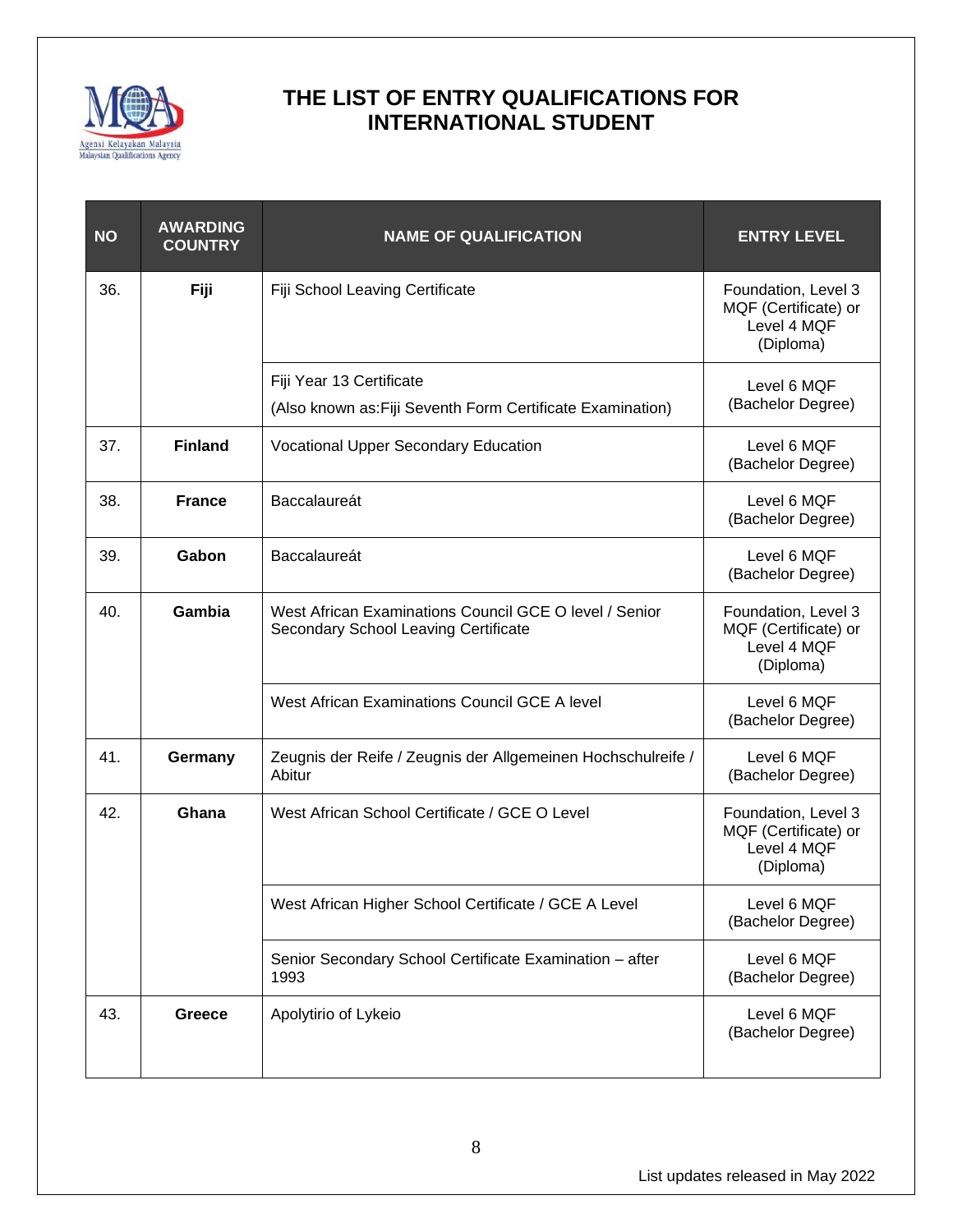# THE LIST OF ENTRY QUALIFICATIONS FOR INTERNATIONAL STUDENT

| NO | AWARDING COUNTRY | NAME OF QUALIFICATION | ENTRY LEVEL |
|---|---|---|---|
| 36. | **Fiji** | Fiji School Leaving Certificate | Foundation, Level 3 MQF (Certificate) or Level 4 MQF (Diploma) |
| | | Fiji Year 13 Certificate (Also known as:Fiji Seventh Form Certificate Examination) | Level 6 MQF (Bachelor Degree) |
| 37. | **Finland** | Vocational Upper Secondary Education | Level 6 MQF (Bachelor Degree) |
| 38. | **France** | Baccalaureát | Level 6 MQF (Bachelor Degree) |
| 39. | **Gabon** | Baccalaureát | Level 6 MQF (Bachelor Degree) |
| 40. | **Gambia** | West African Examinations Council GCE O level / Senior Secondary School Leaving Certificate | Foundation, Level 3 MQF (Certificate) or Level 4 MQF (Diploma) |
| | | West African Examinations Council GCE A level | Level 6 MQF (Bachelor Degree) |
| 41. | **Germany** | Zeugnis der Reife / Zeugnis der Allgemeinen Hochschulreife / Abitur | Level 6 MQF (Bachelor Degree) |
| 42. | **Ghana** | West African School Certificate / GCE O Level | Foundation, Level 3 MQF (Certificate) or Level 4 MQF (Diploma) |
| | | West African Higher School Certificate / GCE A Level | Level 6 MQF (Bachelor Degree) |
| | | Senior Secondary School Certificate Examination – after 1993 | Level 6 MQF (Bachelor Degree) |
| 43. | **Greece** | Apolytirio of Lykeio | Level 6 MQF (Bachelor Degree) |

List updates released in May 2022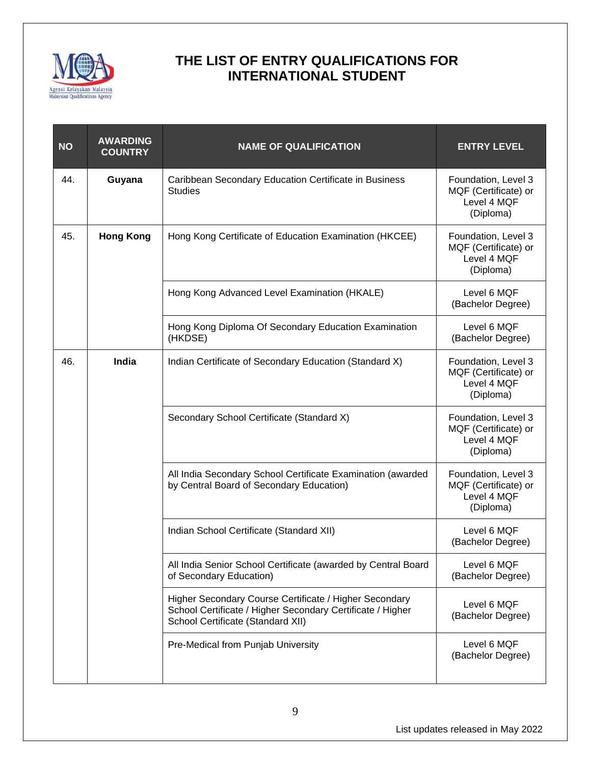# THE LIST OF ENTRY QUALIFICATIONS FOR INTERNATIONAL STUDENT

| NO | AWARDING COUNTRY | NAME OF QUALIFICATION | ENTRY LEVEL |
|---|---|---|---|
| 44. | **Guyana** | Caribbean Secondary Education Certificate in Business Studies | Foundation, Level 3 MQF (Certificate) or Level 4 MQF (Diploma) |
| 45. | **Hong Kong** | Hong Kong Certificate of Education Examination (HKCEE) | Foundation, Level 3 MQF (Certificate) or Level 4 MQF (Diploma) |
| | | Hong Kong Advanced Level Examination (HKALE) | Level 6 MQF (Bachelor Degree) |
| | | Hong Kong Diploma Of Secondary Education Examination (HKDSE) | Level 6 MQF (Bachelor Degree) |
| 46. | **India** | Indian Certificate of Secondary Education (Standard X) | Foundation, Level 3 MQF (Certificate) or Level 4 MQF (Diploma) |
| | | Secondary School Certificate (Standard X) | Foundation, Level 3 MQF (Certificate) or Level 4 MQF (Diploma) |
| | | All India Secondary School Certificate Examination (awarded by Central Board of Secondary Education) | Foundation, Level 3 MQF (Certificate) or Level 4 MQF (Diploma) |
| | | Indian School Certificate (Standard XII) | Level 6 MQF (Bachelor Degree) |
| | | All India Senior School Certificate (awarded by Central Board of Secondary Education) | Level 6 MQF (Bachelor Degree) |
| | | Higher Secondary Course Certificate / Higher Secondary School Certificate / Higher Secondary Certificate / Higher School Certificate (Standard XII) | Level 6 MQF (Bachelor Degree) |
| | | Pre-Medical from Punjab University | Level 6 MQF (Bachelor Degree) |

List updates released in May 2022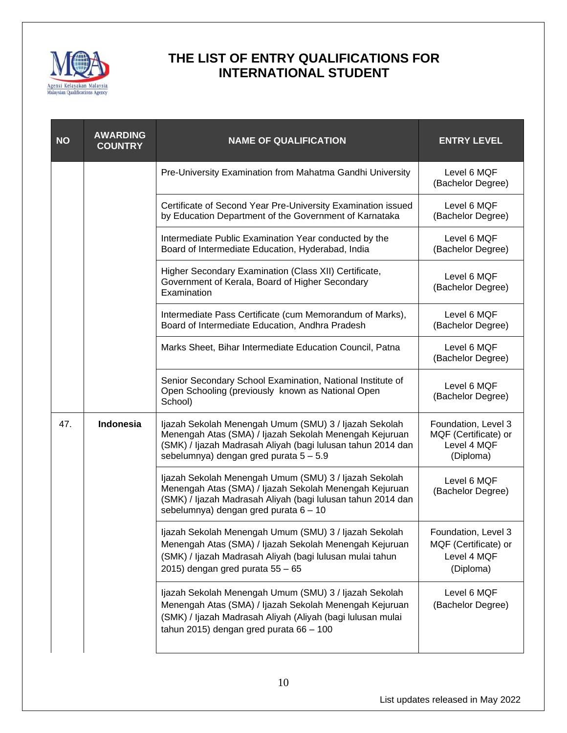# THE LIST OF ENTRY QUALIFICATIONS FOR INTERNATIONAL STUDENT

| NO | AWARDING COUNTRY | NAME OF QUALIFICATION | ENTRY LEVEL |
|---|---|---|---|
| | | Pre-University Examination from Mahatma Gandhi University | Level 6 MQF (Bachelor Degree) |
| | | Certificate of Second Year Pre-University Examination issued by Education Department of the Government of Karnataka | Level 6 MQF (Bachelor Degree) |
| | | Intermediate Public Examination Year conducted by the Board of Intermediate Education, Hyderabad, India | Level 6 MQF (Bachelor Degree) |
| | | Higher Secondary Examination (Class XII) Certificate, Government of Kerala, Board of Higher Secondary Examination | Level 6 MQF (Bachelor Degree) |
| | | Intermediate Pass Certificate (cum Memorandum of Marks), Board of Intermediate Education, Andhra Pradesh | Level 6 MQF (Bachelor Degree) |
| | | Marks Sheet, Bihar Intermediate Education Council, Patna | Level 6 MQF (Bachelor Degree) |
| | | Senior Secondary School Examination, National Institute of Open Schooling (previously known as National Open School) | Level 6 MQF (Bachelor Degree) |
| 47. | **Indonesia** | Ijazah Sekolah Menengah Umum (SMU) 3 / Ijazah Sekolah Menengah Atas (SMA) / Ijazah Sekolah Menengah Kejuruan (SMK) / Ijazah Madrasah Aliyah (bagi lulusan tahun 2014 dan sebelumnya) dengan gred purata 5 – 5.9 | Foundation, Level 3 MQF (Certificate) or Level 4 MQF (Diploma) |
| | | Ijazah Sekolah Menengah Umum (SMU) 3 / Ijazah Sekolah Menengah Atas (SMA) / Ijazah Sekolah Menengah Kejuruan (SMK) / Ijazah Madrasah Aliyah (bagi lulusan tahun 2014 dan sebelumnya) dengan gred purata 6 – 10 | Level 6 MQF (Bachelor Degree) |
| | | Ijazah Sekolah Menengah Umum (SMU) 3 / Ijazah Sekolah Menengah Atas (SMA) / Ijazah Sekolah Menengah Kejuruan (SMK) / Ijazah Madrasah Aliyah (bagi lulusan mulai tahun 2015) dengan gred purata 55 – 65 | Foundation, Level 3 MQF (Certificate) or Level 4 MQF (Diploma) |
| | | Ijazah Sekolah Menengah Umum (SMU) 3 / Ijazah Sekolah Menengah Atas (SMA) / Ijazah Sekolah Menengah Kejuruan (SMK) / Ijazah Madrasah Aliyah (Aliyah (bagi lulusan mulai tahun 2015) dengan gred purata 66 – 100 | Level 6 MQF (Bachelor Degree) |

List updates released in May 2022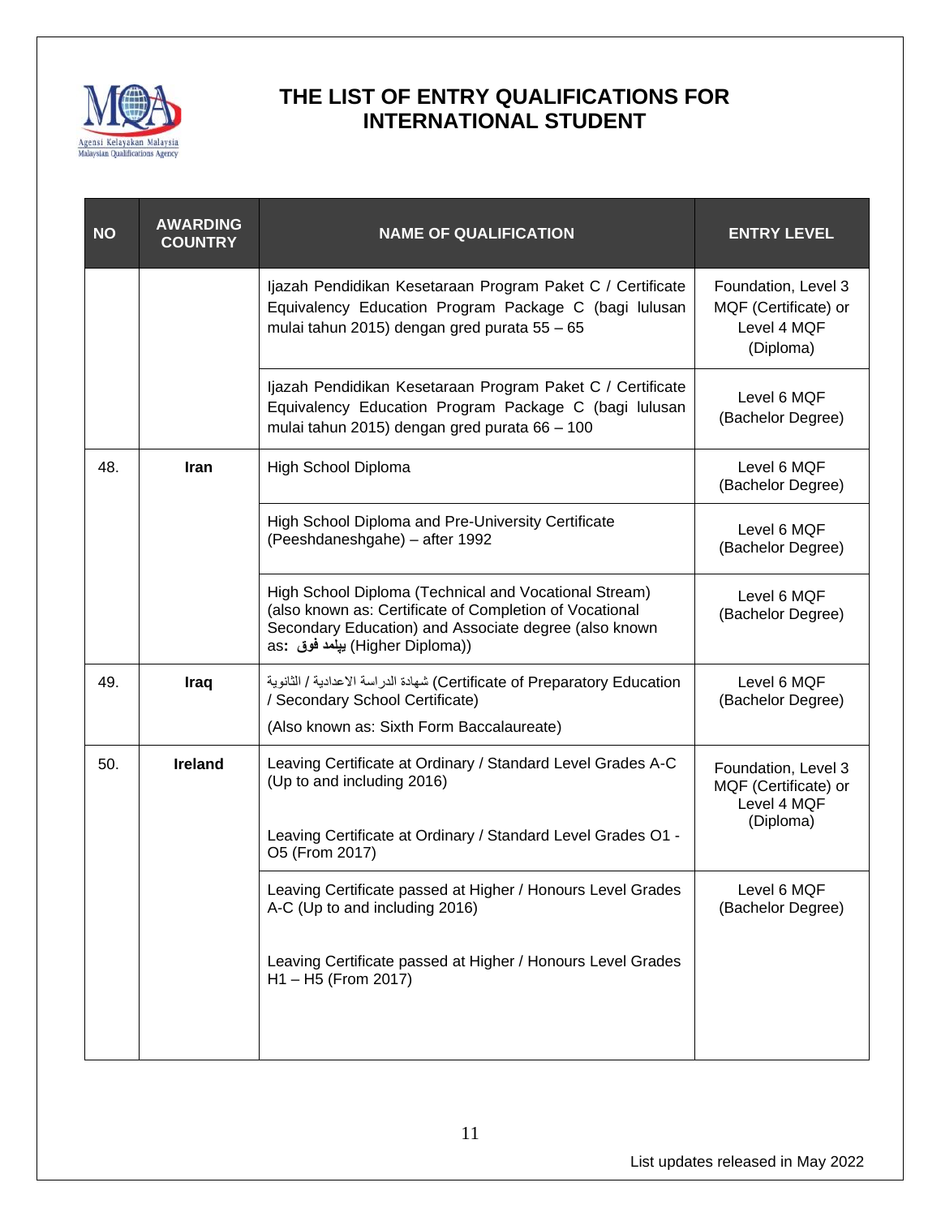# THE LIST OF ENTRY QUALIFICATIONS FOR INTERNATIONAL STUDENT

| NO | AWARDING COUNTRY | NAME OF QUALIFICATION | ENTRY LEVEL |
|---|---|---|---|
| | | Ijazah Pendidikan Kesetaraan Program Paket C / Certificate Equivalency Education Program Package C (bagi lulusan mulai tahun 2015) dengan gred purata 55 – 65 | Foundation, Level 3 MQF (Certificate) or Level 4 MQF (Diploma) |
| | | Ijazah Pendidikan Kesetaraan Program Paket C / Certificate Equivalency Education Program Package C (bagi lulusan mulai tahun 2015) dengan gred purata 66 – 100 | Level 6 MQF (Bachelor Degree) |
| 48. | **Iran** | High School Diploma | Level 6 MQF (Bachelor Degree) |
| | | High School Diploma and Pre-University Certificate (Peeshdaneshgahe) – after 1992 | Level 6 MQF (Bachelor Degree) |
| | | High School Diploma (Technical and Vocational Stream) (also known as: Certificate of Completion of Vocational Secondary Education) and Associate degree (also known as: **فوق دیپلم** (Higher Diploma)) | Level 6 MQF (Bachelor Degree) |
| 49. | **Iraq** | شهادة الدراسة الاعدادية / الثانوية (Certificate of Preparatory Education / Secondary School Certificate)<br><br>(Also known as: Sixth Form Baccalaureate) | Level 6 MQF (Bachelor Degree) |
| 50. | **Ireland** | Leaving Certificate at Ordinary / Standard Level Grades A-C (Up to and including 2016)<br><br>Leaving Certificate at Ordinary / Standard Level Grades O1 - O5 (From 2017) | Foundation, Level 3 MQF (Certificate) or Level 4 MQF (Diploma) |
| | | Leaving Certificate passed at Higher / Honours Level Grades A-C (Up to and including 2016)<br><br>Leaving Certificate passed at Higher / Honours Level Grades H1 – H5 (From 2017) | Level 6 MQF (Bachelor Degree) |

List updates released in May 2022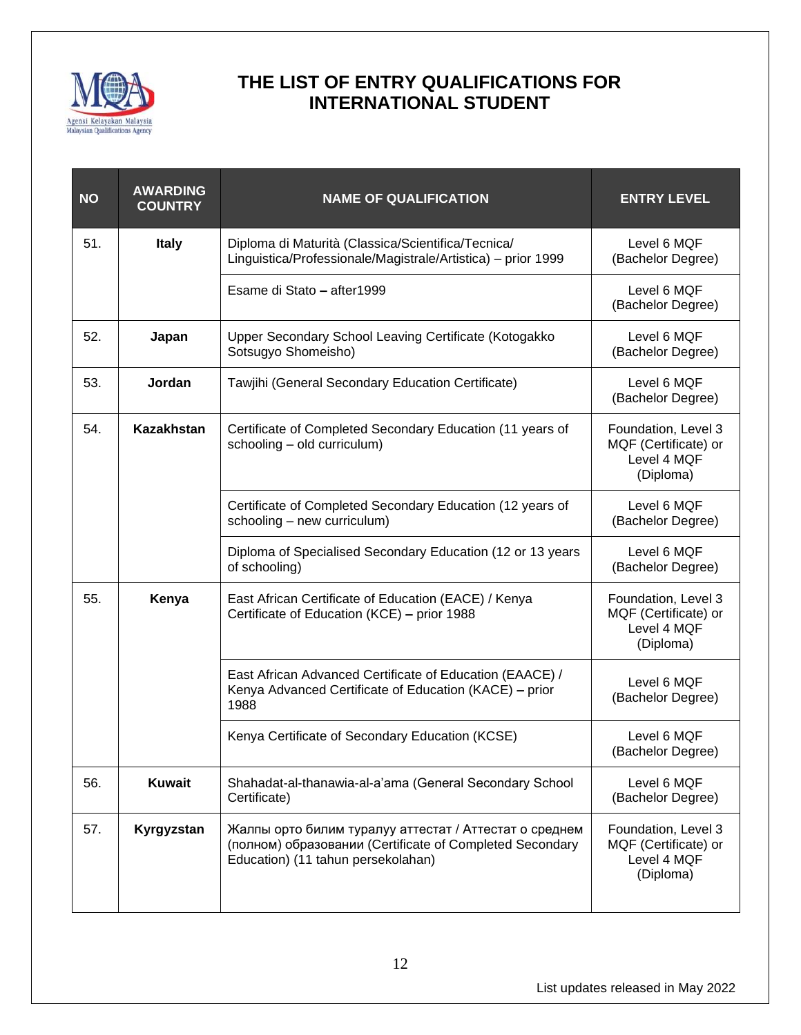# THE LIST OF ENTRY QUALIFICATIONS FOR INTERNATIONAL STUDENT

| NO | AWARDING COUNTRY | NAME OF QUALIFICATION | ENTRY LEVEL |
|---|---|---|---|
| 51. | **Italy** | Diploma di Maturità (Classica/Scientifica/Tecnica/ Linguistica/Professionale/Magistrale/Artistica) – prior 1999 | Level 6 MQF (Bachelor Degree) |
| | | Esame di Stato **–** after1999 | Level 6 MQF (Bachelor Degree) |
| 52. | **Japan** | Upper Secondary School Leaving Certificate (Kotogakko Sotsugyo Shomeisho) | Level 6 MQF (Bachelor Degree) |
| 53. | **Jordan** | Tawjihi (General Secondary Education Certificate) | Level 6 MQF (Bachelor Degree) |
| 54. | **Kazakhstan** | Certificate of Completed Secondary Education (11 years of schooling – old curriculum) | Foundation, Level 3 MQF (Certificate) or Level 4 MQF (Diploma) |
| | | Certificate of Completed Secondary Education (12 years of schooling – new curriculum) | Level 6 MQF (Bachelor Degree) |
| | | Diploma of Specialised Secondary Education (12 or 13 years of schooling) | Level 6 MQF (Bachelor Degree) |
| 55. | **Kenya** | East African Certificate of Education (EACE) / Kenya Certificate of Education (KCE) **–** prior 1988 | Foundation, Level 3 MQF (Certificate) or Level 4 MQF (Diploma) |
| | | East African Advanced Certificate of Education (EAACE) / Kenya Advanced Certificate of Education (KACE) **–** prior 1988 | Level 6 MQF (Bachelor Degree) |
| | | Kenya Certificate of Secondary Education (KCSE) | Level 6 MQF (Bachelor Degree) |
| 56. | **Kuwait** | Shahadat-al-thanawia-al-a'ama (General Secondary School Certificate) | Level 6 MQF (Bachelor Degree) |
| 57. | **Kyrgyzstan** | Жалпы орто билим туралуу аттестат / Аттестат о среднем (полном) образовании (Certificate of Completed Secondary Education) (11 tahun persekolahan) | Foundation, Level 3 MQF (Certificate) or Level 4 MQF (Diploma) |

List updates released in May 2022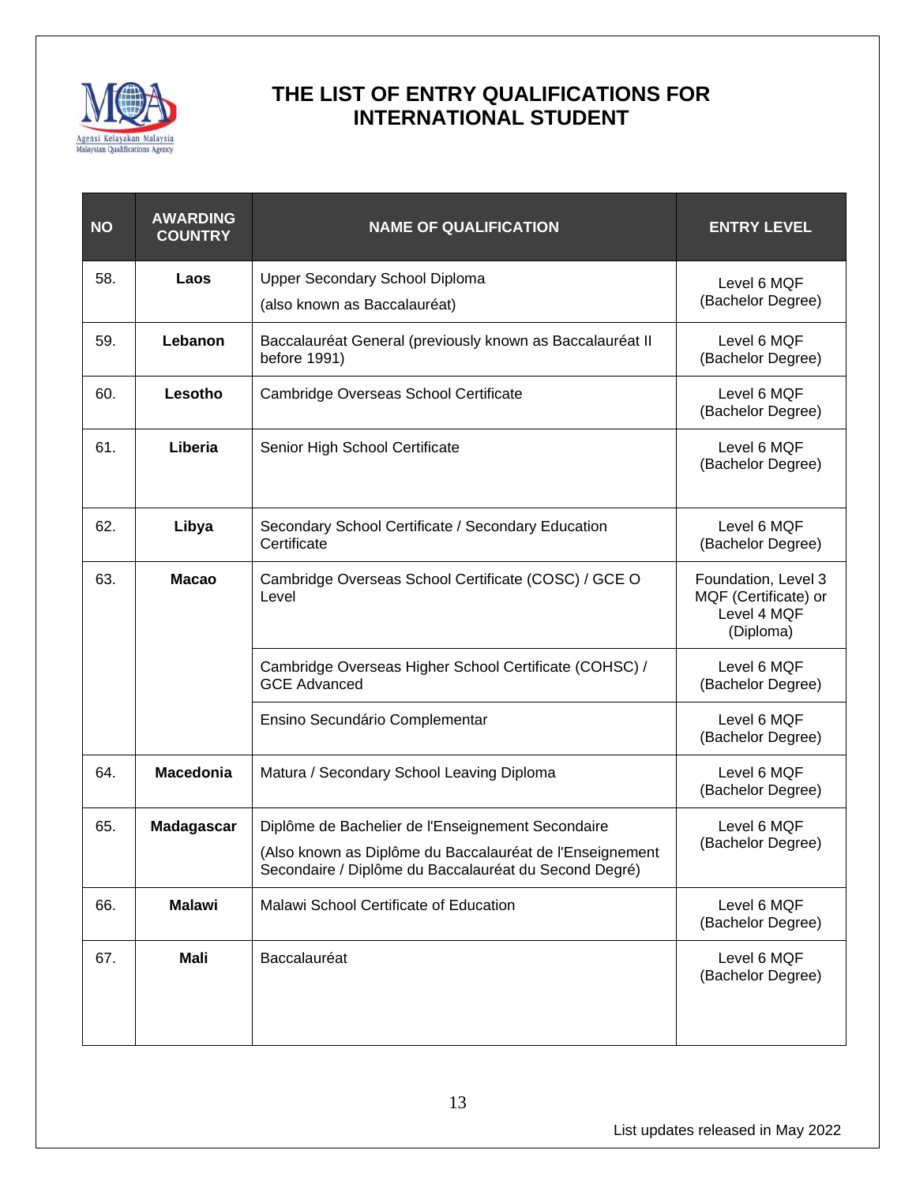# THE LIST OF ENTRY QUALIFICATIONS FOR INTERNATIONAL STUDENT

| NO | AWARDING COUNTRY | NAME OF QUALIFICATION | ENTRY LEVEL |
|---|---|---|---|
| 58. | **Laos** | Upper Secondary School Diploma (also known as Baccalauréat) | Level 6 MQF (Bachelor Degree) |
| 59. | **Lebanon** | Baccalauréat General (previously known as Baccalauréat II before 1991) | Level 6 MQF (Bachelor Degree) |
| 60. | **Lesotho** | Cambridge Overseas School Certificate | Level 6 MQF (Bachelor Degree) |
| 61. | **Liberia** | Senior High School Certificate | Level 6 MQF (Bachelor Degree) |
| 62. | **Libya** | Secondary School Certificate / Secondary Education Certificate | Level 6 MQF (Bachelor Degree) |
| 63. | **Macao** | Cambridge Overseas School Certificate (COSC) / GCE O Level | Foundation, Level 3 MQF (Certificate) or Level 4 MQF (Diploma) |
| | | Cambridge Overseas Higher School Certificate (COHSC) / GCE Advanced | Level 6 MQF (Bachelor Degree) |
| | | Ensino Secundário Complementar | Level 6 MQF (Bachelor Degree) |
| 64. | **Macedonia** | Matura / Secondary School Leaving Diploma | Level 6 MQF (Bachelor Degree) |
| 65. | **Madagascar** | Diplôme de Bachelier de l'Enseignement Secondaire (Also known as Diplôme du Baccalauréat de l'Enseignement Secondaire / Diplôme du Baccalauréat du Second Degré) | Level 6 MQF (Bachelor Degree) |
| 66. | **Malawi** | Malawi School Certificate of Education | Level 6 MQF (Bachelor Degree) |
| 67. | **Mali** | Baccalauréat | Level 6 MQF (Bachelor Degree) |

List updates released in May 2022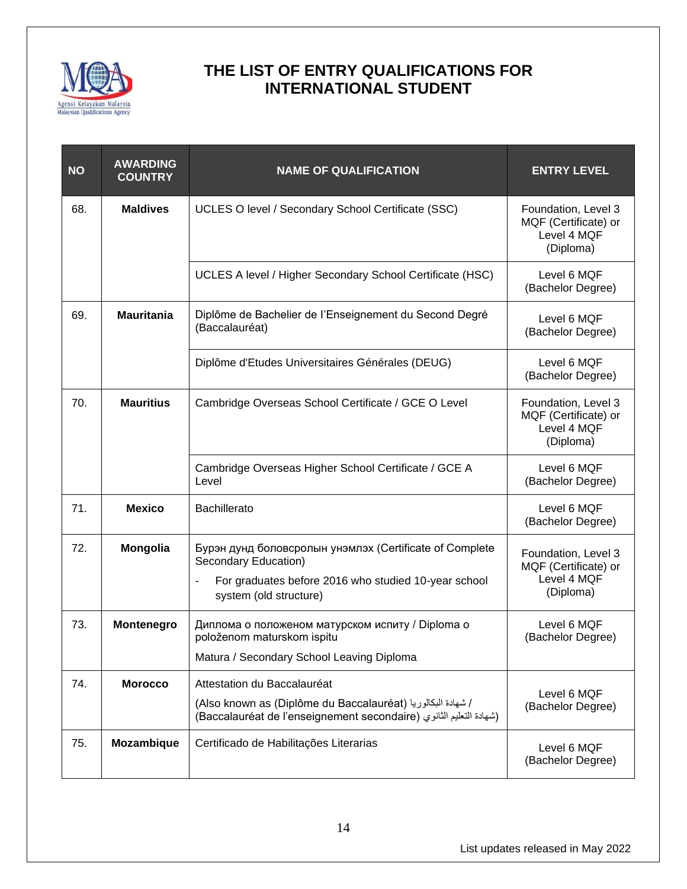# THE LIST OF ENTRY QUALIFICATIONS FOR INTERNATIONAL STUDENT

| NO | AWARDING COUNTRY | NAME OF QUALIFICATION | ENTRY LEVEL |
|---|---|---|---|
| 68. | **Maldives** | UCLES O level / Secondary School Certificate (SSC) | Foundation, Level 3 MQF (Certificate) or Level 4 MQF (Diploma) |
| | | UCLES A level / Higher Secondary School Certificate (HSC) | Level 6 MQF (Bachelor Degree) |
| 69. | **Mauritania** | Diplôme de Bachelier de l'Enseignement du Second Degré (Baccalauréat) | Level 6 MQF (Bachelor Degree) |
| | | Diplôme d'Etudes Universitaires Générales (DEUG) | Level 6 MQF (Bachelor Degree) |
| 70. | **Mauritius** | Cambridge Overseas School Certificate / GCE O Level | Foundation, Level 3 MQF (Certificate) or Level 4 MQF (Diploma) |
| | | Cambridge Overseas Higher School Certificate / GCE A Level | Level 6 MQF (Bachelor Degree) |
| 71. | **Mexico** | Bachillerato | Level 6 MQF (Bachelor Degree) |
| 72. | **Mongolia** | Бурэн дунд боловсролын унэмлэх (Certificate of Complete Secondary Education)<br>- For graduates before 2016 who studied 10-year school system (old structure) | Foundation, Level 3 MQF (Certificate) or Level 4 MQF (Diploma) |
| 73. | **Montenegro** | Диплома о положеном матурском испиту / Diploma o položenom maturskom ispitu<br>Matura / Secondary School Leaving Diploma | Level 6 MQF (Bachelor Degree) |
| 74. | **Morocco** | Attestation du Baccalauréat<br>(Also known as (Diplôme du Baccalauréat) شهادة البكالوريا / (Baccalauréat de l'enseignement secondaire) شهادة التعليم الثانوي) | Level 6 MQF (Bachelor Degree) |
| 75. | **Mozambique** | Certificado de Habilitações Literarias | Level 6 MQF (Bachelor Degree) |

List updates released in May 2022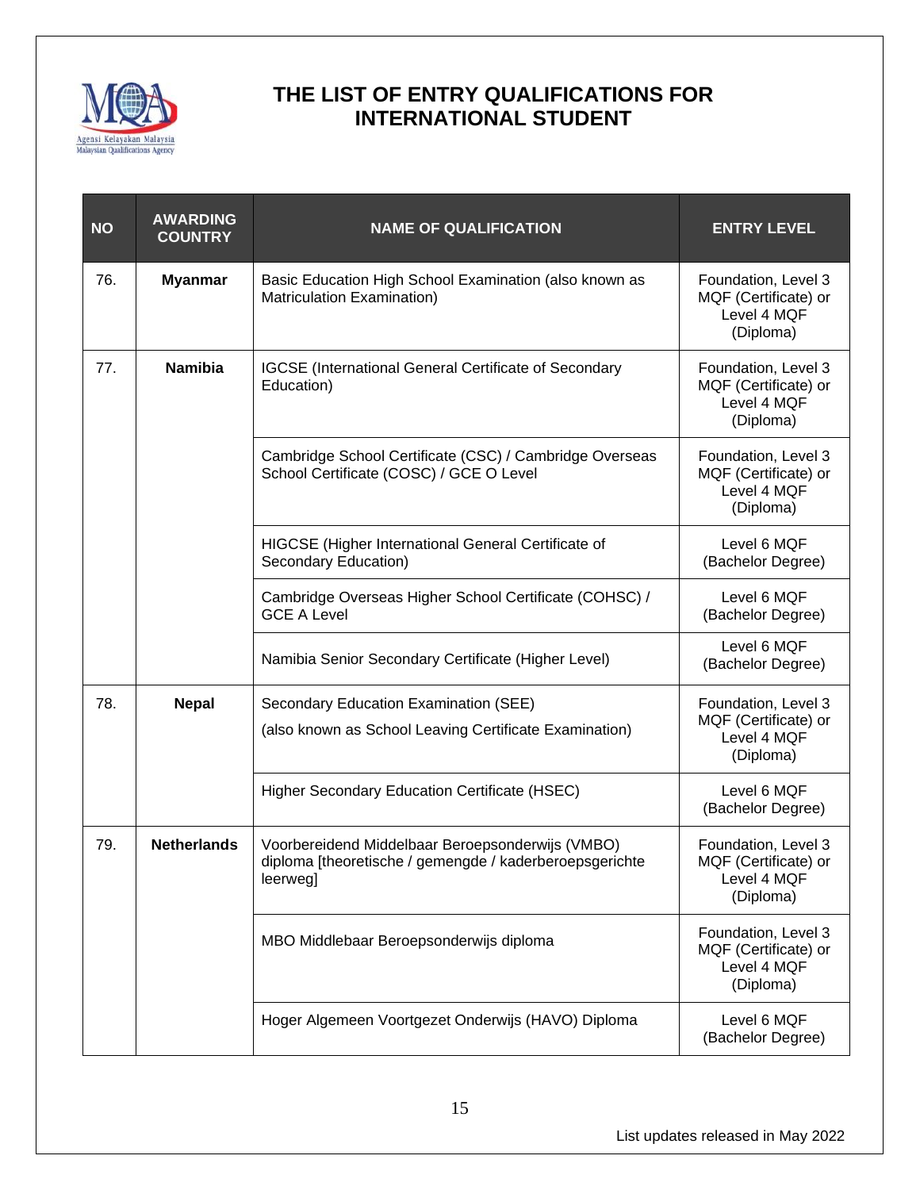# THE LIST OF ENTRY QUALIFICATIONS FOR INTERNATIONAL STUDENT

| NO | AWARDING COUNTRY | NAME OF QUALIFICATION | ENTRY LEVEL |
|---|---|---|---|
| 76. | **Myanmar** | Basic Education High School Examination (also known as Matriculation Examination) | Foundation, Level 3 MQF (Certificate) or Level 4 MQF (Diploma) |
| 77. | **Namibia** | IGCSE (International General Certificate of Secondary Education) | Foundation, Level 3 MQF (Certificate) or Level 4 MQF (Diploma) |
| | | Cambridge School Certificate (CSC) / Cambridge Overseas School Certificate (COSC) / GCE O Level | Foundation, Level 3 MQF (Certificate) or Level 4 MQF (Diploma) |
| | | HIGCSE (Higher International General Certificate of Secondary Education) | Level 6 MQF (Bachelor Degree) |
| | | Cambridge Overseas Higher School Certificate (COHSC) / GCE A Level | Level 6 MQF (Bachelor Degree) |
| | | Namibia Senior Secondary Certificate (Higher Level) | Level 6 MQF (Bachelor Degree) |
| 78. | **Nepal** | Secondary Education Examination (SEE)<br>(also known as School Leaving Certificate Examination) | Foundation, Level 3 MQF (Certificate) or Level 4 MQF (Diploma) |
| | | Higher Secondary Education Certificate (HSEC) | Level 6 MQF (Bachelor Degree) |
| 79. | **Netherlands** | Voorbereidend Middelbaar Beroepsonderwijs (VMBO) diploma [theoretische / gemengde / kaderberoepsgerichte leerweg] | Foundation, Level 3 MQF (Certificate) or Level 4 MQF (Diploma) |
| | | MBO Middlebaar Beroepsonderwijs diploma | Foundation, Level 3 MQF (Certificate) or Level 4 MQF (Diploma) |
| | | Hoger Algemeen Voortgezet Onderwijs (HAVO) Diploma | Level 6 MQF (Bachelor Degree) |

List updates released in May 2022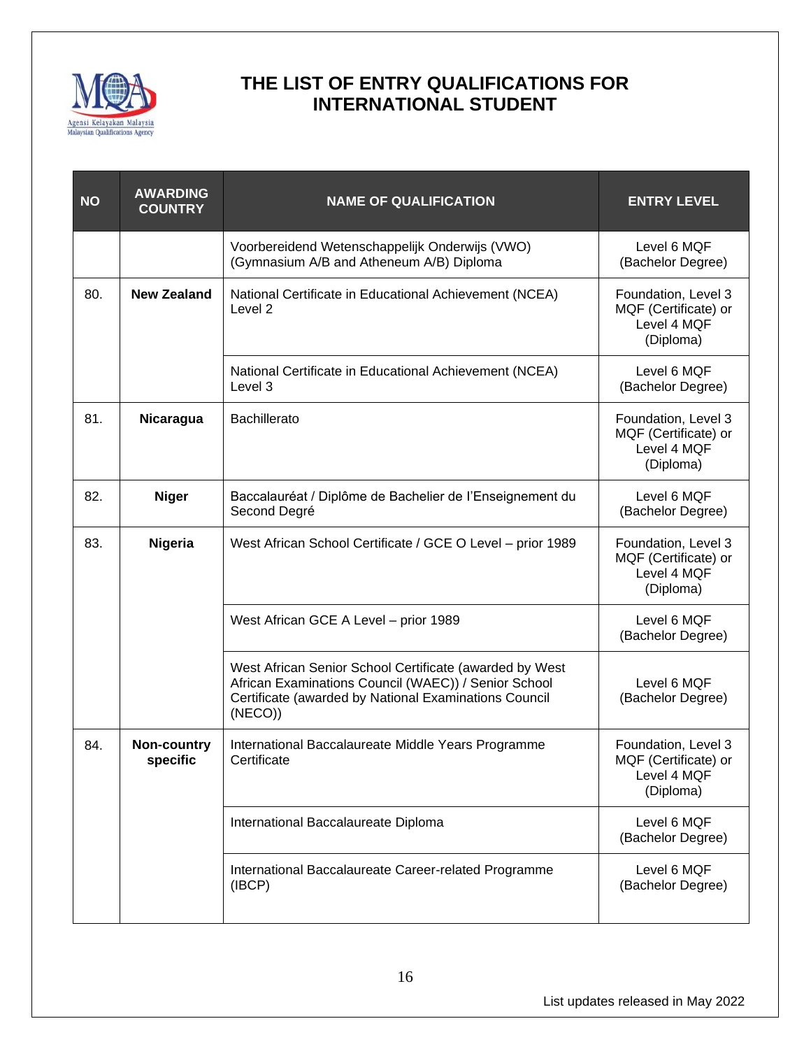# THE LIST OF ENTRY QUALIFICATIONS FOR INTERNATIONAL STUDENT

| NO | AWARDING COUNTRY | NAME OF QUALIFICATION | ENTRY LEVEL |
|---|---|---|---|
| | | Voorbereidend Wetenschappelijk Onderwijs (VWO) (Gymnasium A/B and Atheneum A/B) Diploma | Level 6 MQF (Bachelor Degree) |
| 80. | **New Zealand** | National Certificate in Educational Achievement (NCEA) Level 2 | Foundation, Level 3 MQF (Certificate) or Level 4 MQF (Diploma) |
| | | National Certificate in Educational Achievement (NCEA) Level 3 | Level 6 MQF (Bachelor Degree) |
| 81. | **Nicaragua** | Bachillerato | Foundation, Level 3 MQF (Certificate) or Level 4 MQF (Diploma) |
| 82. | **Niger** | Baccalauréat / Diplôme de Bachelier de l'Enseignement du Second Degré | Level 6 MQF (Bachelor Degree) |
| 83. | **Nigeria** | West African School Certificate / GCE O Level – prior 1989 | Foundation, Level 3 MQF (Certificate) or Level 4 MQF (Diploma) |
| | | West African GCE A Level – prior 1989 | Level 6 MQF (Bachelor Degree) |
| | | West African Senior School Certificate (awarded by West African Examinations Council (WAEC)) / Senior School Certificate (awarded by National Examinations Council (NECO)) | Level 6 MQF (Bachelor Degree) |
| 84. | **Non-country specific** | International Baccalaureate Middle Years Programme Certificate | Foundation, Level 3 MQF (Certificate) or Level 4 MQF (Diploma) |
| | | International Baccalaureate Diploma | Level 6 MQF (Bachelor Degree) |
| | | International Baccalaureate Career-related Programme (IBCP) | Level 6 MQF (Bachelor Degree) |

List updates released in May 2022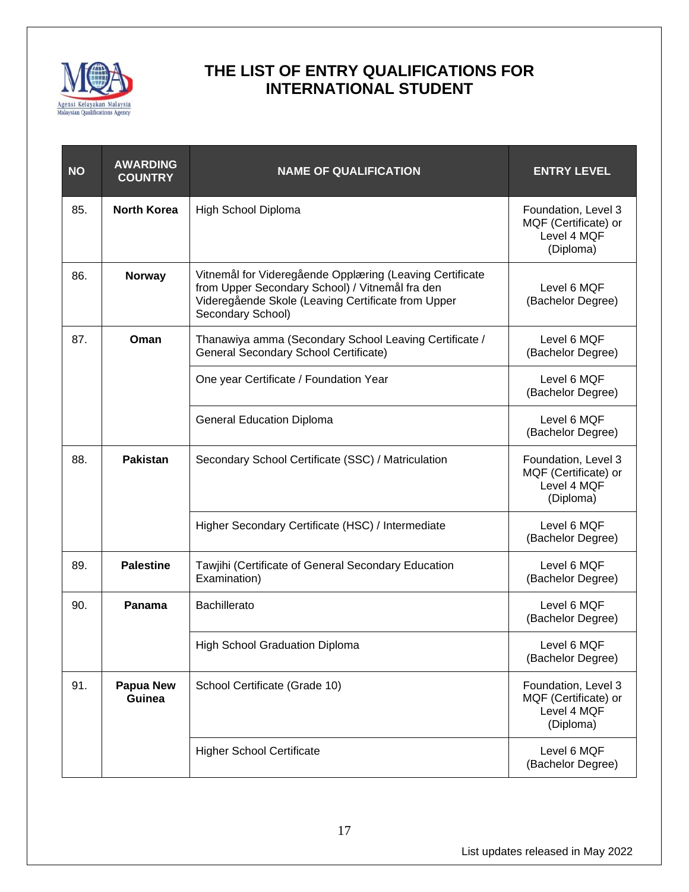# THE LIST OF ENTRY QUALIFICATIONS FOR INTERNATIONAL STUDENT

| NO | AWARDING COUNTRY | NAME OF QUALIFICATION | ENTRY LEVEL |
|---|---|---|---|
| 85. | **North Korea** | High School Diploma | Foundation, Level 3 MQF (Certificate) or Level 4 MQF (Diploma) |
| 86. | **Norway** | Vitnemål for Videregående Opplæring (Leaving Certificate from Upper Secondary School) / Vitnemål fra den Videregående Skole (Leaving Certificate from Upper Secondary School) | Level 6 MQF (Bachelor Degree) |
| 87. | **Oman** | Thanawiya amma (Secondary School Leaving Certificate / General Secondary School Certificate) | Level 6 MQF (Bachelor Degree) |
| | | One year Certificate / Foundation Year | Level 6 MQF (Bachelor Degree) |
| | | General Education Diploma | Level 6 MQF (Bachelor Degree) |
| 88. | **Pakistan** | Secondary School Certificate (SSC) / Matriculation | Foundation, Level 3 MQF (Certificate) or Level 4 MQF (Diploma) |
| | | Higher Secondary Certificate (HSC) / Intermediate | Level 6 MQF (Bachelor Degree) |
| 89. | **Palestine** | Tawjihi (Certificate of General Secondary Education Examination) | Level 6 MQF (Bachelor Degree) |
| 90. | **Panama** | Bachillerato | Level 6 MQF (Bachelor Degree) |
| | | High School Graduation Diploma | Level 6 MQF (Bachelor Degree) |
| 91. | **Papua New Guinea** | School Certificate (Grade 10) | Foundation, Level 3 MQF (Certificate) or Level 4 MQF (Diploma) |
| | | Higher School Certificate | Level 6 MQF (Bachelor Degree) |

List updates released in May 2022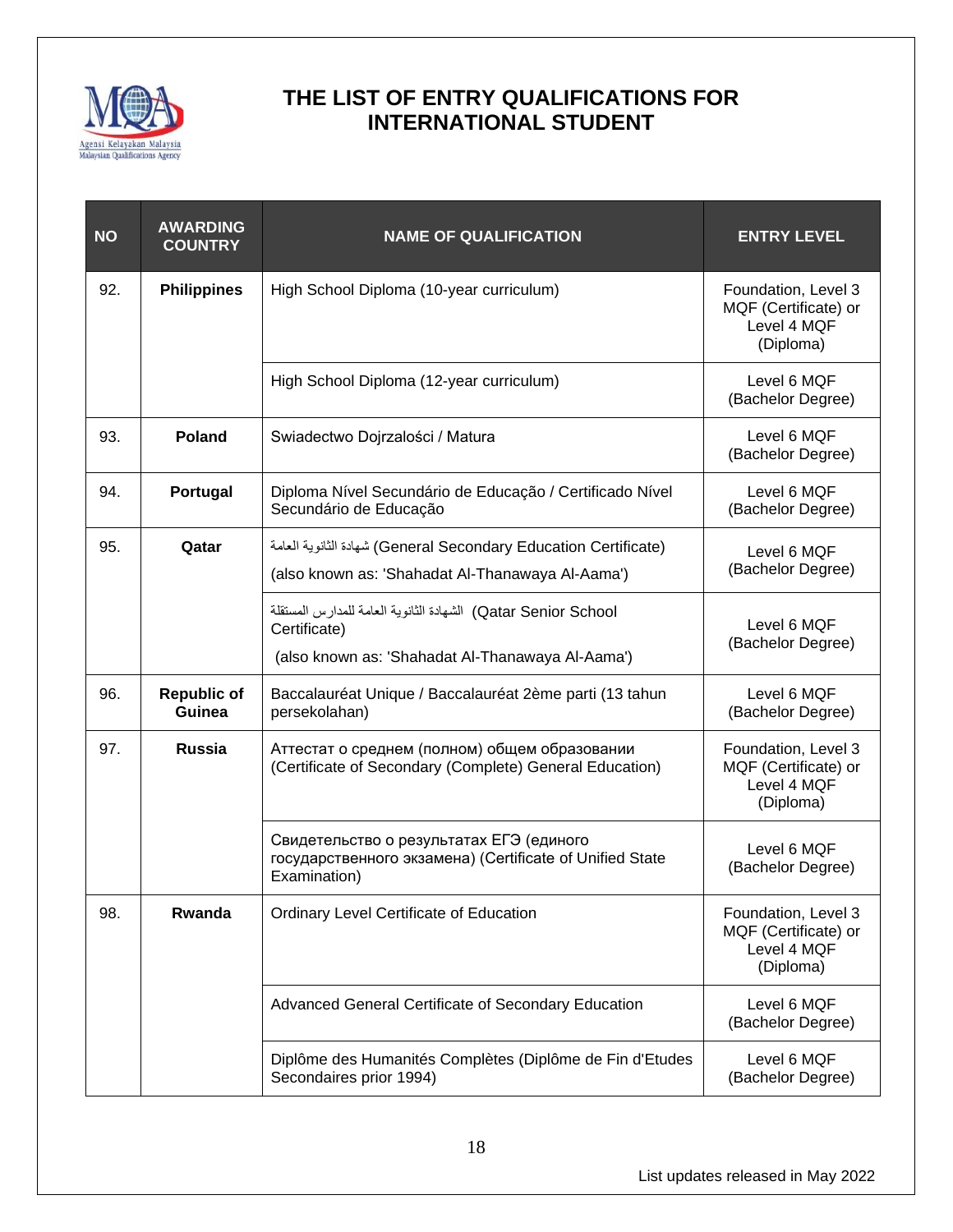# THE LIST OF ENTRY QUALIFICATIONS FOR INTERNATIONAL STUDENT

| NO | AWARDING COUNTRY | NAME OF QUALIFICATION | ENTRY LEVEL |
|---|---|---|---|
| 92. | **Philippines** | High School Diploma (10-year curriculum) | Foundation, Level 3 MQF (Certificate) or Level 4 MQF (Diploma) |
| | | High School Diploma (12-year curriculum) | Level 6 MQF (Bachelor Degree) |
| 93. | **Poland** | Swiadectwo Dojrzalości / Matura | Level 6 MQF (Bachelor Degree) |
| 94. | **Portugal** | Diploma Nível Secundário de Educação / Certificado Nível Secundário de Educação | Level 6 MQF (Bachelor Degree) |
| 95. | **Qatar** | شهادة الثانوية العامة (General Secondary Education Certificate)<br>(also known as: 'Shahadat Al-Thanawaya Al-Aama') | Level 6 MQF (Bachelor Degree) |
| | | الشهادة الثانوية العامة للمدارس المستقلة (Qatar Senior School Certificate)<br>(also known as: 'Shahadat Al-Thanawaya Al-Aama') | Level 6 MQF (Bachelor Degree) |
| 96. | **Republic of Guinea** | Baccalauréat Unique / Baccalauréat 2ème parti (13 tahun persekolahan) | Level 6 MQF (Bachelor Degree) |
| 97. | **Russia** | Аттестат о среднем (полном) общем образовании (Certificate of Secondary (Complete) General Education) | Foundation, Level 3 MQF (Certificate) or Level 4 MQF (Diploma) |
| | | Свидетельство о результатах ЕГЭ (единого государственного экзамена) (Certificate of Unified State Examination) | Level 6 MQF (Bachelor Degree) |
| 98. | **Rwanda** | Ordinary Level Certificate of Education | Foundation, Level 3 MQF (Certificate) or Level 4 MQF (Diploma) |
| | | Advanced General Certificate of Secondary Education | Level 6 MQF (Bachelor Degree) |
| | | Diplôme des Humanités Complètes (Diplôme de Fin d'Etudes Secondaires prior 1994) | Level 6 MQF (Bachelor Degree) |

List updates released in May 2022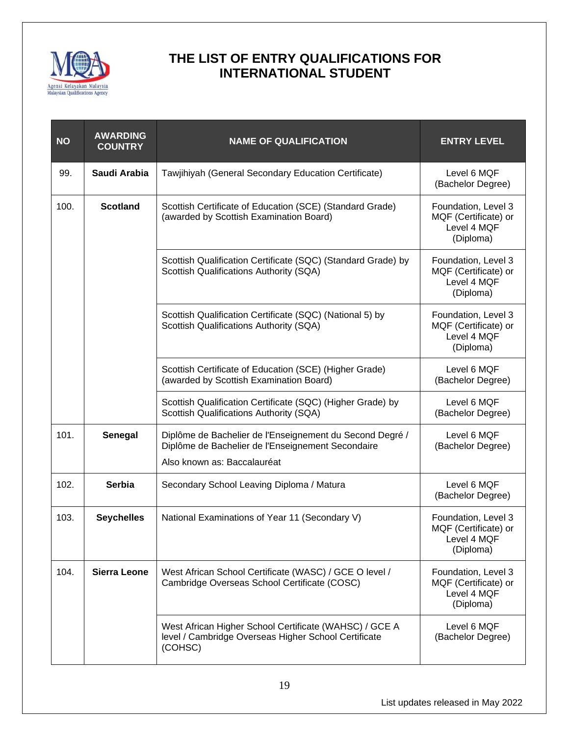# THE LIST OF ENTRY QUALIFICATIONS FOR INTERNATIONAL STUDENT

| NO | AWARDING COUNTRY | NAME OF QUALIFICATION | ENTRY LEVEL |
|---|---|---|---|
| 99. | **Saudi Arabia** | Tawjihiyah (General Secondary Education Certificate) | Level 6 MQF (Bachelor Degree) |
| 100. | **Scotland** | Scottish Certificate of Education (SCE) (Standard Grade) (awarded by Scottish Examination Board) | Foundation, Level 3 MQF (Certificate) or Level 4 MQF (Diploma) |
| | | Scottish Qualification Certificate (SQC) (Standard Grade) by Scottish Qualifications Authority (SQA) | Foundation, Level 3 MQF (Certificate) or Level 4 MQF (Diploma) |
| | | Scottish Qualification Certificate (SQC) (National 5) by Scottish Qualifications Authority (SQA) | Foundation, Level 3 MQF (Certificate) or Level 4 MQF (Diploma) |
| | | Scottish Certificate of Education (SCE) (Higher Grade) (awarded by Scottish Examination Board) | Level 6 MQF (Bachelor Degree) |
| | | Scottish Qualification Certificate (SQC) (Higher Grade) by Scottish Qualifications Authority (SQA) | Level 6 MQF (Bachelor Degree) |
| 101. | **Senegal** | Diplôme de Bachelier de l'Enseignement du Second Degré / Diplôme de Bachelier de l'Enseignement Secondaire<br>Also known as: Baccalauréat | Level 6 MQF (Bachelor Degree) |
| 102. | **Serbia** | Secondary School Leaving Diploma / Matura | Level 6 MQF (Bachelor Degree) |
| 103. | **Seychelles** | National Examinations of Year 11 (Secondary V) | Foundation, Level 3 MQF (Certificate) or Level 4 MQF (Diploma) |
| 104. | **Sierra Leone** | West African School Certificate (WASC) / GCE O level / Cambridge Overseas School Certificate (COSC) | Foundation, Level 3 MQF (Certificate) or Level 4 MQF (Diploma) |
| | | West African Higher School Certificate (WAHSC) / GCE A level / Cambridge Overseas Higher School Certificate (COHSC) | Level 6 MQF (Bachelor Degree) |

List updates released in May 2022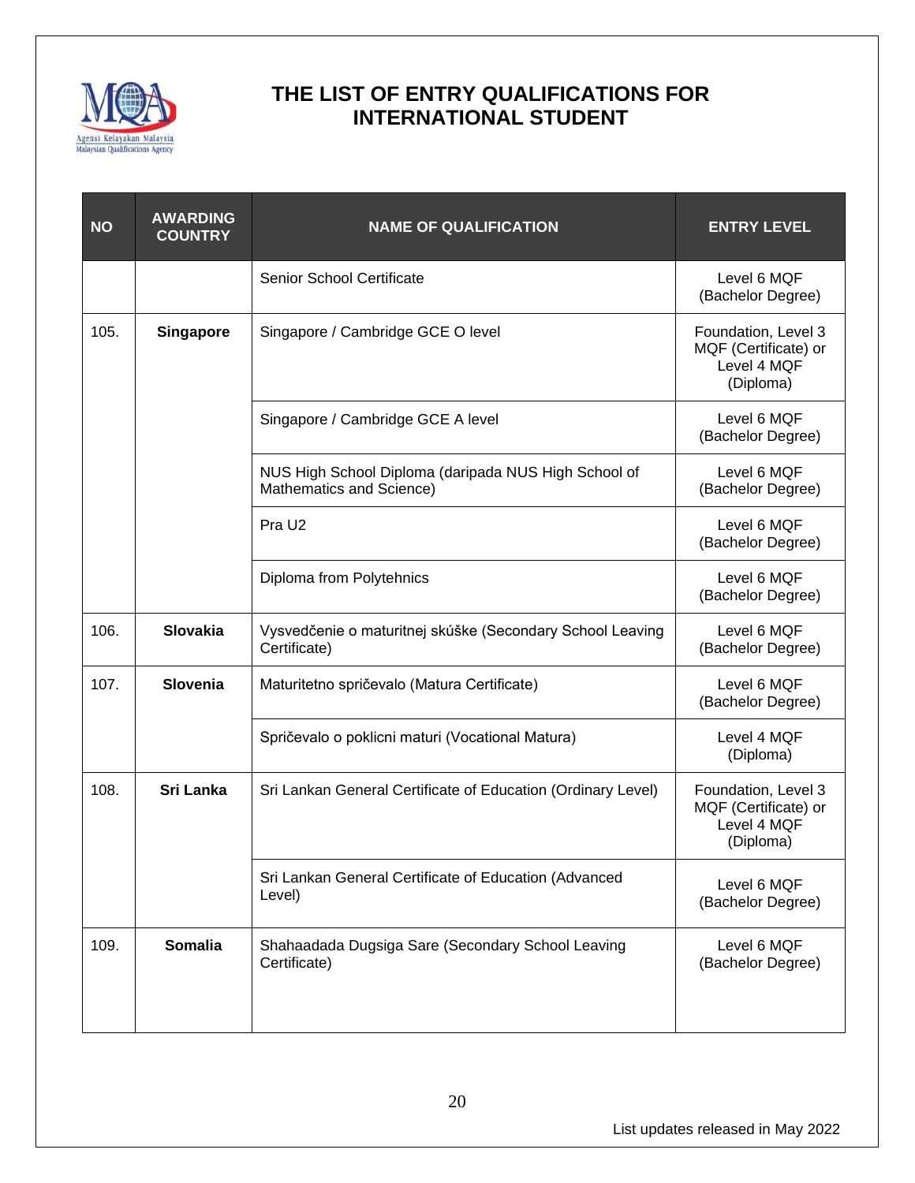# THE LIST OF ENTRY QUALIFICATIONS FOR INTERNATIONAL STUDENT

| NO | AWARDING COUNTRY | NAME OF QUALIFICATION | ENTRY LEVEL |
|---|---|---|---|
| | | Senior School Certificate | Level 6 MQF (Bachelor Degree) |
| 105. | **Singapore** | Singapore / Cambridge GCE O level | Foundation, Level 3 MQF (Certificate) or Level 4 MQF (Diploma) |
| | | Singapore / Cambridge GCE A level | Level 6 MQF (Bachelor Degree) |
| | | NUS High School Diploma (daripada NUS High School of Mathematics and Science) | Level 6 MQF (Bachelor Degree) |
| | | Pra U2 | Level 6 MQF (Bachelor Degree) |
| | | Diploma from Polytehnics | Level 6 MQF (Bachelor Degree) |
| 106. | **Slovakia** | Vysvedčenie o maturitnej skúške (Secondary School Leaving Certificate) | Level 6 MQF (Bachelor Degree) |
| 107. | **Slovenia** | Maturitetno spričevalo (Matura Certificate) | Level 6 MQF (Bachelor Degree) |
| | | Spričevalo o poklicni maturi (Vocational Matura) | Level 4 MQF (Diploma) |
| 108. | **Sri Lanka** | Sri Lankan General Certificate of Education (Ordinary Level) | Foundation, Level 3 MQF (Certificate) or Level 4 MQF (Diploma) |
| | | Sri Lankan General Certificate of Education (Advanced Level) | Level 6 MQF (Bachelor Degree) |
| 109. | **Somalia** | Shahaadada Dugsiga Sare (Secondary School Leaving Certificate) | Level 6 MQF (Bachelor Degree) |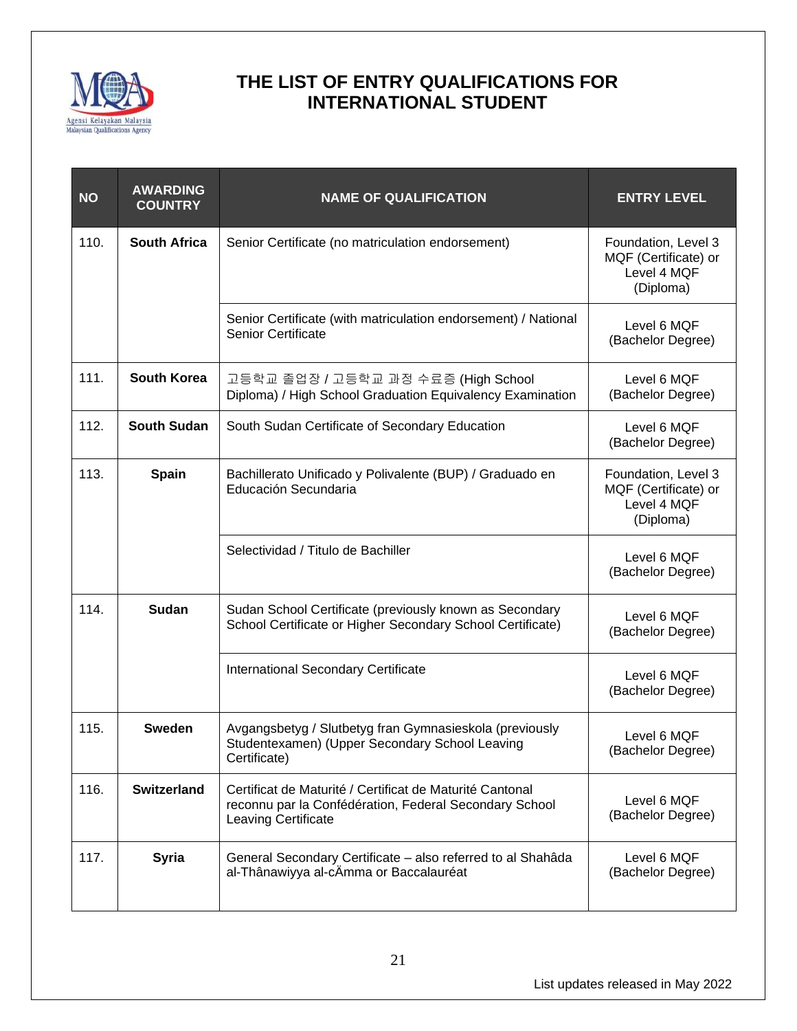# THE LIST OF ENTRY QUALIFICATIONS FOR INTERNATIONAL STUDENT

| NO | AWARDING COUNTRY | NAME OF QUALIFICATION | ENTRY LEVEL |
|---|---|---|---|
| 110. | **South Africa** | Senior Certificate (no matriculation endorsement) | Foundation, Level 3 MQF (Certificate) or Level 4 MQF (Diploma) |
| | | Senior Certificate (with matriculation endorsement) / National Senior Certificate | Level 6 MQF (Bachelor Degree) |
| 111. | **South Korea** | 고등학교 졸업장 / 고등학교 과정 수료증 (High School Diploma) / High School Graduation Equivalency Examination | Level 6 MQF (Bachelor Degree) |
| 112. | **South Sudan** | South Sudan Certificate of Secondary Education | Level 6 MQF (Bachelor Degree) |
| 113. | **Spain** | Bachillerato Unificado y Polivalente (BUP) / Graduado en Educación Secundaria | Foundation, Level 3 MQF (Certificate) or Level 4 MQF (Diploma) |
| | | Selectividad / Titulo de Bachiller | Level 6 MQF (Bachelor Degree) |
| 114. | **Sudan** | Sudan School Certificate (previously known as Secondary School Certificate or Higher Secondary School Certificate) | Level 6 MQF (Bachelor Degree) |
| | | International Secondary Certificate | Level 6 MQF (Bachelor Degree) |
| 115. | **Sweden** | Avgangsbetyg / Slutbetyg fran Gymnasieskola (previously Studentexamen) (Upper Secondary School Leaving Certificate) | Level 6 MQF (Bachelor Degree) |
| 116. | **Switzerland** | Certificat de Maturité / Certificat de Maturité Cantonal reconnu par la Confédération, Federal Secondary School Leaving Certificate | Level 6 MQF (Bachelor Degree) |
| 117. | **Syria** | General Secondary Certificate – also referred to al Shahâda al-Thânawiyya al-cÄmma or Baccalauréat | Level 6 MQF (Bachelor Degree) |

List updates released in May 2022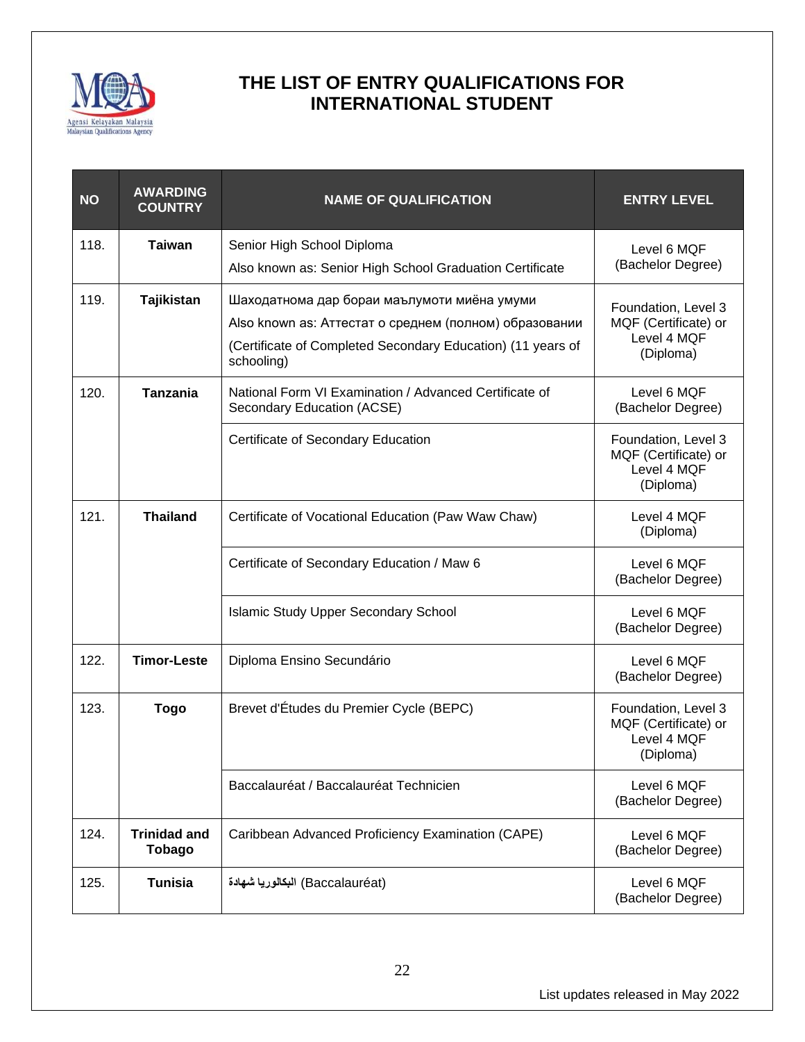# THE LIST OF ENTRY QUALIFICATIONS FOR INTERNATIONAL STUDENT

| NO | AWARDING COUNTRY | NAME OF QUALIFICATION | ENTRY LEVEL |
|---|---|---|---|
| 118. | **Taiwan** | Senior High School Diploma<br>Also known as: Senior High School Graduation Certificate | Level 6 MQF (Bachelor Degree) |
| 119. | **Tajikistan** | Шаходатнома дар бораи маълумоти миёна умуми<br>Also known as: Аттестат о среднем (полном) образовании<br>(Certificate of Completed Secondary Education) (11 years of schooling) | Foundation, Level 3 MQF (Certificate) or Level 4 MQF (Diploma) |
| 120. | **Tanzania** | National Form VI Examination / Advanced Certificate of Secondary Education (ACSE) | Level 6 MQF (Bachelor Degree) |
| | | Certificate of Secondary Education | Foundation, Level 3 MQF (Certificate) or Level 4 MQF (Diploma) |
| 121. | **Thailand** | Certificate of Vocational Education (Paw Waw Chaw) | Level 4 MQF (Diploma) |
| | | Certificate of Secondary Education / Maw 6 | Level 6 MQF (Bachelor Degree) |
| | | Islamic Study Upper Secondary School | Level 6 MQF (Bachelor Degree) |
| 122. | **Timor-Leste** | Diploma Ensino Secundário | Level 6 MQF (Bachelor Degree) |
| 123. | **Togo** | Brevet d'Études du Premier Cycle (BEPC) | Foundation, Level 3 MQF (Certificate) or Level 4 MQF (Diploma) |
| | | Baccalauréat / Baccalauréat Technicien | Level 6 MQF (Bachelor Degree) |
| 124. | **Trinidad and Tobago** | Caribbean Advanced Proficiency Examination (CAPE) | Level 6 MQF (Bachelor Degree) |
| 125. | **Tunisia** | البكالوريا شهادة (Baccalauréat) | Level 6 MQF (Bachelor Degree) |

List updates released in May 2022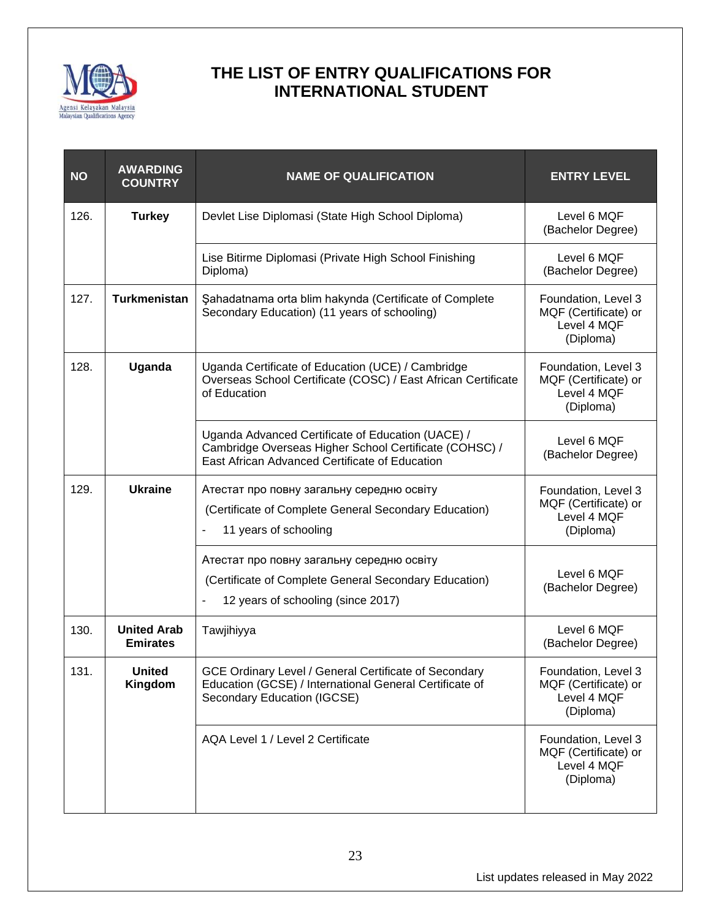# THE LIST OF ENTRY QUALIFICATIONS FOR INTERNATIONAL STUDENT

| NO | AWARDING COUNTRY | NAME OF QUALIFICATION | ENTRY LEVEL |
|---|---|---|---|
| 126. | **Turkey** | Devlet Lise Diplomasi (State High School Diploma) | Level 6 MQF (Bachelor Degree) |
| | | Lise Bitirme Diplomasi (Private High School Finishing Diploma) | Level 6 MQF (Bachelor Degree) |
| 127. | **Turkmenistan** | Şahadatnama orta blim hakynda (Certificate of Complete Secondary Education) (11 years of schooling) | Foundation, Level 3 MQF (Certificate) or Level 4 MQF (Diploma) |
| 128. | **Uganda** | Uganda Certificate of Education (UCE) / Cambridge Overseas School Certificate (COSC) / East African Certificate of Education | Foundation, Level 3 MQF (Certificate) or Level 4 MQF (Diploma) |
| | | Uganda Advanced Certificate of Education (UACE) / Cambridge Overseas Higher School Certificate (COHSC) / East African Advanced Certificate of Education | Level 6 MQF (Bachelor Degree) |
| 129. | **Ukraine** | Атестат про повну загальну середню освіту (Certificate of Complete General Secondary Education) - 11 years of schooling | Foundation, Level 3 MQF (Certificate) or Level 4 MQF (Diploma) |
| | | Атестат про повну загальну середню освіту (Certificate of Complete General Secondary Education) - 12 years of schooling (since 2017) | Level 6 MQF (Bachelor Degree) |
| 130. | **United Arab Emirates** | Tawjihiyya | Level 6 MQF (Bachelor Degree) |
| 131. | **United Kingdom** | GCE Ordinary Level / General Certificate of Secondary Education (GCSE) / International General Certificate of Secondary Education (IGCSE) | Foundation, Level 3 MQF (Certificate) or Level 4 MQF (Diploma) |
| | | AQA Level 1 / Level 2 Certificate | Foundation, Level 3 MQF (Certificate) or Level 4 MQF (Diploma) |

List updates released in May 2022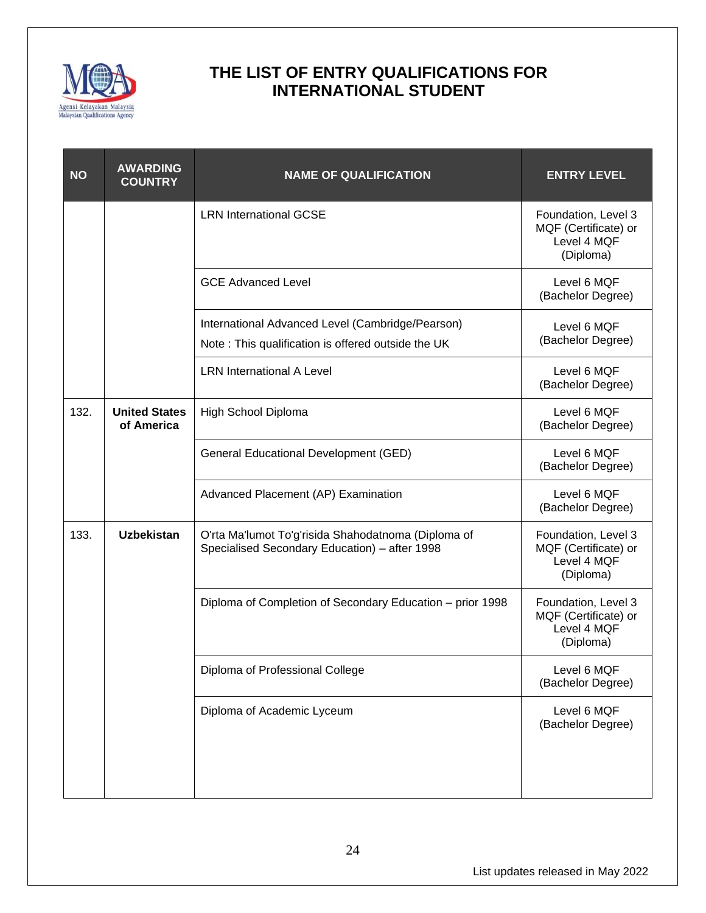# THE LIST OF ENTRY QUALIFICATIONS FOR INTERNATIONAL STUDENT

| NO | AWARDING COUNTRY | NAME OF QUALIFICATION | ENTRY LEVEL |
|---|---|---|---|
| | | LRN International GCSE | Foundation, Level 3 MQF (Certificate) or Level 4 MQF (Diploma) |
| | | GCE Advanced Level | Level 6 MQF (Bachelor Degree) |
| | | International Advanced Level (Cambridge/Pearson)<br>Note : This qualification is offered outside the UK | Level 6 MQF (Bachelor Degree) |
| | | LRN International A Level | Level 6 MQF (Bachelor Degree) |
| 132. | **United States of America** | High School Diploma | Level 6 MQF (Bachelor Degree) |
| | | General Educational Development (GED) | Level 6 MQF (Bachelor Degree) |
| | | Advanced Placement (AP) Examination | Level 6 MQF (Bachelor Degree) |
| 133. | **Uzbekistan** | O'rta Ma'lumot To'g'risida Shahodatnoma (Diploma of Specialised Secondary Education) – after 1998 | Foundation, Level 3 MQF (Certificate) or Level 4 MQF (Diploma) |
| | | Diploma of Completion of Secondary Education – prior 1998 | Foundation, Level 3 MQF (Certificate) or Level 4 MQF (Diploma) |
| | | Diploma of Professional College | Level 6 MQF (Bachelor Degree) |
| | | Diploma of Academic Lyceum | Level 6 MQF (Bachelor Degree) |

List updates released in May 2022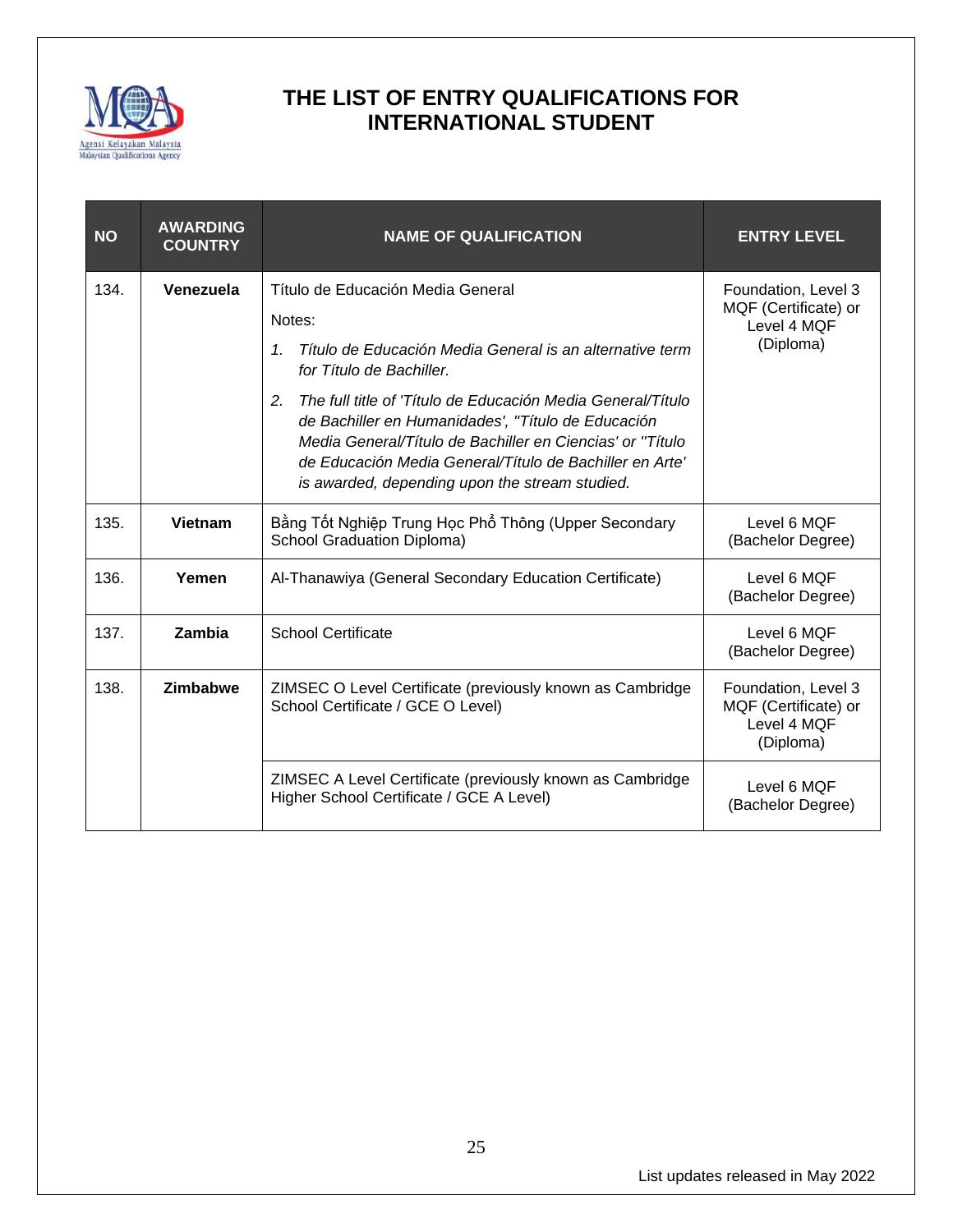# THE LIST OF ENTRY QUALIFICATIONS FOR INTERNATIONAL STUDENT

| NO | AWARDING COUNTRY | NAME OF QUALIFICATION | ENTRY LEVEL |
|---|---|---|---|
| 134. | **Venezuela** | Título de Educación Media General<br><br>Notes:<br><br>1. *Título de Educación Media General is an alternative term for Título de Bachiller.*<br><br>2. *The full title of 'Título de Educación Media General/Título de Bachiller en Humanidades', ''Título de Educación Media General/Título de Bachiller en Ciencias' or ''Título de Educación Media General/Título de Bachiller en Arte' is awarded, depending upon the stream studied.* | Foundation, Level 3 MQF (Certificate) or Level 4 MQF (Diploma) |
| 135. | **Vietnam** | Bằng Tốt Nghiệp Trung Học Phổ Thông (Upper Secondary School Graduation Diploma) | Level 6 MQF (Bachelor Degree) |
| 136. | **Yemen** | Al-Thanawiya (General Secondary Education Certificate) | Level 6 MQF (Bachelor Degree) |
| 137. | **Zambia** | School Certificate | Level 6 MQF (Bachelor Degree) |
| 138. | **Zimbabwe** | ZIMSEC O Level Certificate (previously known as Cambridge School Certificate / GCE O Level) | Foundation, Level 3 MQF (Certificate) or Level 4 MQF (Diploma) |
| | | ZIMSEC A Level Certificate (previously known as Cambridge Higher School Certificate / GCE A Level) | Level 6 MQF (Bachelor Degree) |

List updates released in May 2022